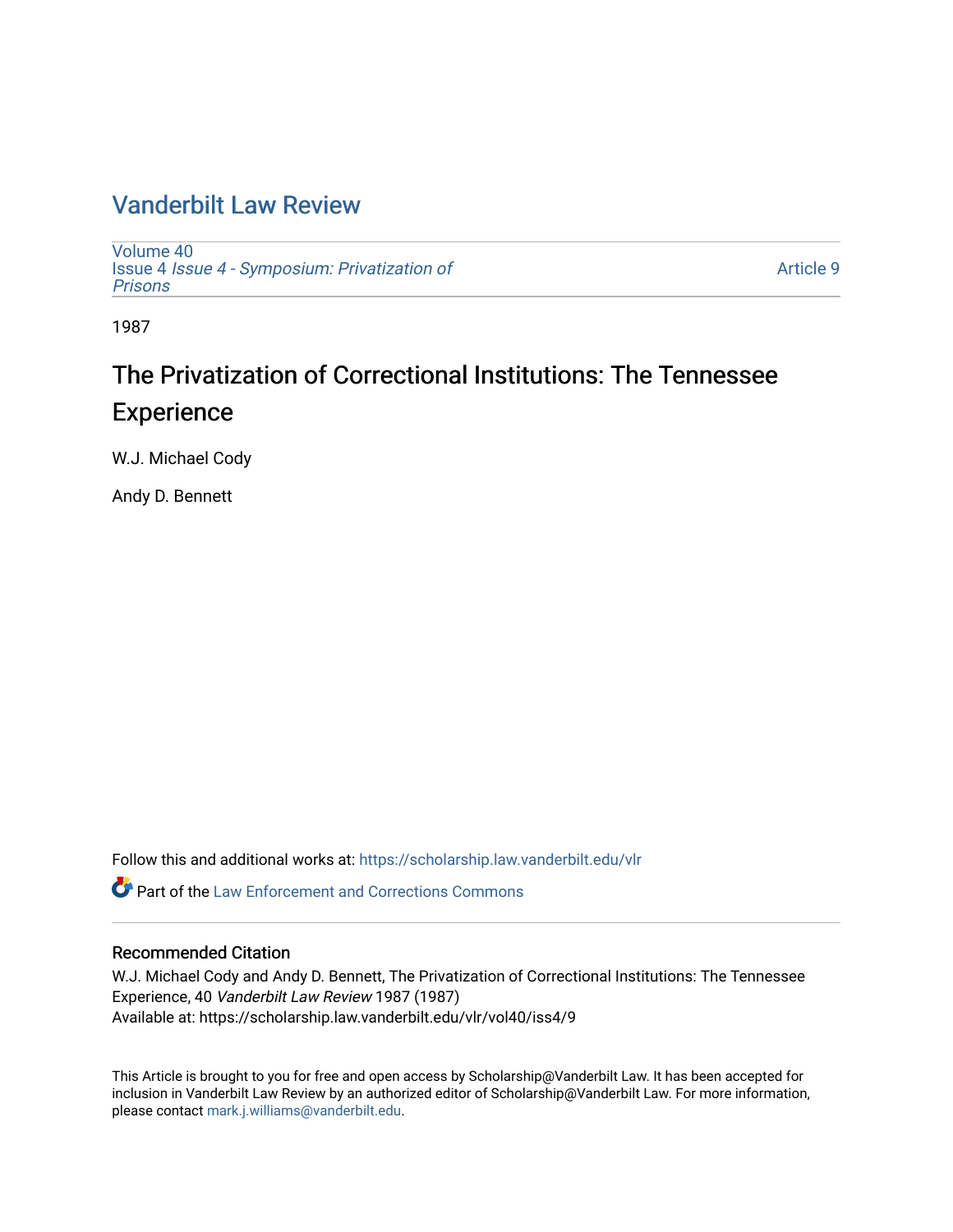# Vanderbilt Law Review

Volume 40
Issue 4 *Issue 4 - Symposium: Privatization of Prisons*

Article 9

1987

## The Privatization of Correctional Institutions: The Tennessee Experience

W.J. Michael Cody

Andy D. Bennett

Follow this and additional works at: https://scholarship.law.vanderbilt.edu/vlr

Part of the Law Enforcement and Corrections Commons

### Recommended Citation

W.J. Michael Cody and Andy D. Bennett, The Privatization of Correctional Institutions: The Tennessee Experience, 40 *Vanderbilt Law Review* 1987 (1987)
Available at: https://scholarship.law.vanderbilt.edu/vlr/vol40/iss4/9

This Article is brought to you for free and open access by Scholarship@Vanderbilt Law. It has been accepted for inclusion in Vanderbilt Law Review by an authorized editor of Scholarship@Vanderbilt Law. For more information, please contact mark.j.williams@vanderbilt.edu.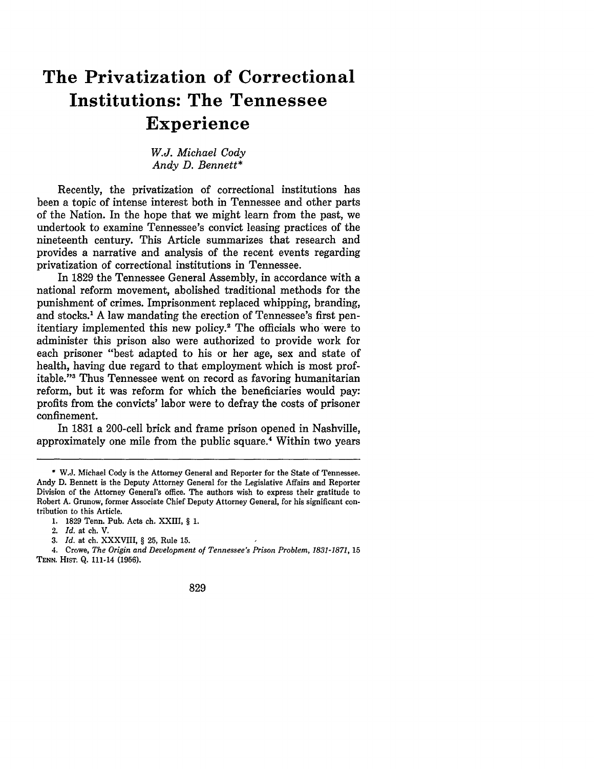# The Privatization of Correctional Institutions: The Tennessee Experience

*W.J. Michael Cody*
*Andy D. Bennett**

Recently, the privatization of correctional institutions has been a topic of intense interest both in Tennessee and other parts of the Nation. In the hope that we might learn from the past, we undertook to examine Tennessee's convict leasing practices of the nineteenth century. This Article summarizes that research and provides a narrative and analysis of the recent events regarding privatization of correctional institutions in Tennessee.

In 1829 the Tennessee General Assembly, in accordance with a national reform movement, abolished traditional methods for the punishment of crimes. Imprisonment replaced whipping, branding, and stocks.[1] A law mandating the erection of Tennessee's first penitentiary implemented this new policy.[2] The officials who were to administer this prison also were authorized to provide work for each prisoner "best adapted to his or her age, sex and state of health, having due regard to that employment which is most profitable."[3] Thus Tennessee went on record as favoring humanitarian reform, but it was reform for which the beneficiaries would pay: profits from the convicts' labor were to defray the costs of prisoner confinement.

In 1831 a 200-cell brick and frame prison opened in Nashville, approximately one mile from the public square.[4] Within two years

---

\* W.J. Michael Cody is the Attorney General and Reporter for the State of Tennessee. Andy D. Bennett is the Deputy Attorney General for the Legislative Affairs and Reporter Division of the Attorney General's office. The authors wish to express their gratitude to Robert A. Grunow, former Associate Chief Deputy Attorney General, for his significant contribution to this Article.

1. 1829 Tenn. Pub. Acts ch. XXIII, § 1.

2. *Id.* at ch. V.

3. *Id.* at ch. XXXVIII, § 25, Rule 15.

4. Crowe, *The Origin and Development of Tennessee's Prison Problem, 1831-1871*, 15 TENN. HIST. Q. 111-14 (1956).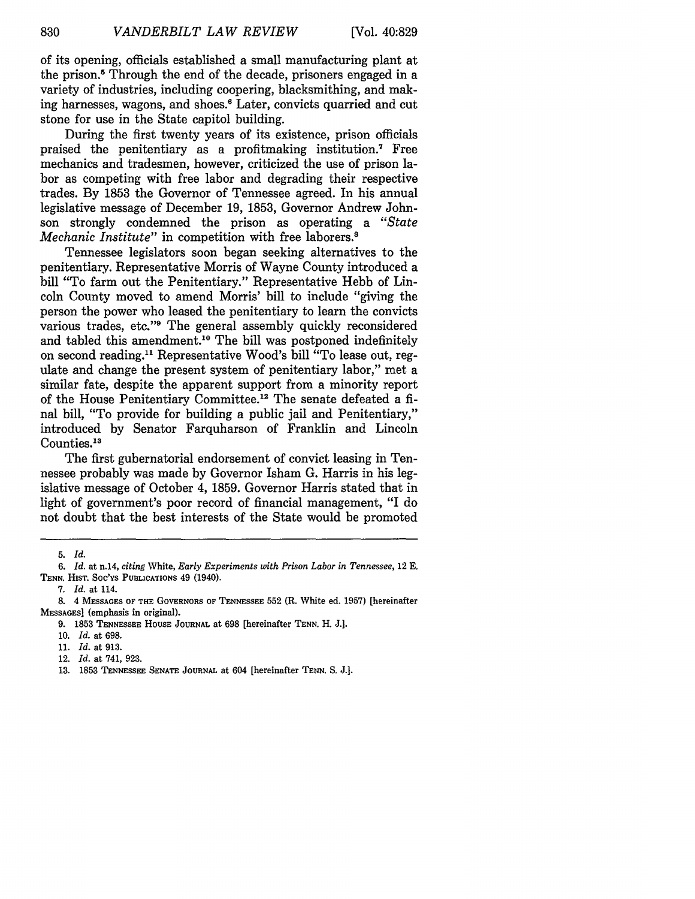of its opening, officials established a small manufacturing plant at the prison.[5] Through the end of the decade, prisoners engaged in a variety of industries, including coopering, blacksmithing, and making harnesses, wagons, and shoes.[6] Later, convicts quarried and cut stone for use in the State capitol building.

During the first twenty years of its existence, prison officials praised the penitentiary as a profitmaking institution.[7] Free mechanics and tradesmen, however, criticized the use of prison labor as competing with free labor and degrading their respective trades. By 1853 the Governor of Tennessee agreed. In his annual legislative message of December 19, 1853, Governor Andrew Johnson strongly condemned the prison as operating a *"State Mechanic Institute"* in competition with free laborers.[8]

Tennessee legislators soon began seeking alternatives to the penitentiary. Representative Morris of Wayne County introduced a bill "To farm out the Penitentiary." Representative Hebb of Lincoln County moved to amend Morris' bill to include "giving the person the power who leased the penitentiary to learn the convicts various trades, etc."[9] The general assembly quickly reconsidered and tabled this amendment.[10] The bill was postponed indefinitely on second reading.[11] Representative Wood's bill "To lease out, regulate and change the present system of penitentiary labor," met a similar fate, despite the apparent support from a minority report of the House Penitentiary Committee.[12] The senate defeated a final bill, "To provide for building a public jail and Penitentiary," introduced by Senator Farquharson of Franklin and Lincoln Counties.[13]

The first gubernatorial endorsement of convict leasing in Tennessee probably was made by Governor Isham G. Harris in his legislative message of October 4, 1859. Governor Harris stated that in light of government's poor record of financial management, "I do not doubt that the best interests of the State would be promoted

---

5. *Id.*

6. *Id.* at n.14, *citing* White, *Early Experiments with Prison Labor in Tennessee*, 12 E. Tenn. Hist. Soc'ys Publications 49 (1940).

7. *Id.* at 114.

8. 4 Messages of the Governors of Tennessee 552 (R. White ed. 1957) [hereinafter Messages] (emphasis in original).

9. 1853 Tennessee House Journal at 698 [hereinafter Tenn. H. J.].

10. *Id.* at 698.

11. *Id.* at 913.

12. *Id.* at 741, 923.

13. 1853 Tennessee Senate Journal at 604 [hereinafter Tenn. S. J.].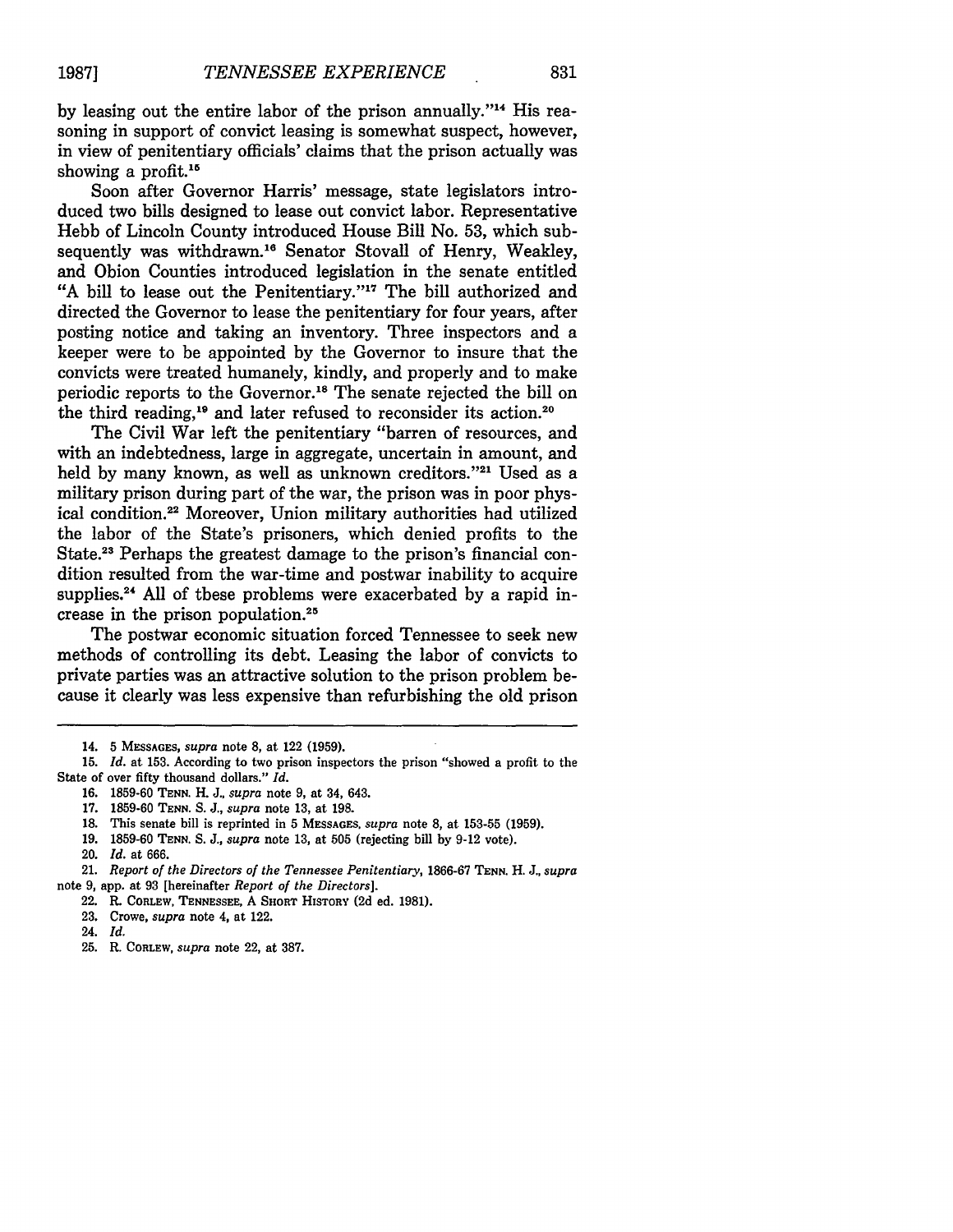by leasing out the entire labor of the prison annually."[14] His reasoning in support of convict leasing is somewhat suspect, however, in view of penitentiary officials' claims that the prison actually was showing a profit.[15]

Soon after Governor Harris' message, state legislators introduced two bills designed to lease out convict labor. Representative Hebb of Lincoln County introduced House Bill No. 53, which subsequently was withdrawn.[16] Senator Stovall of Henry, Weakley, and Obion Counties introduced legislation in the senate entitled "A bill to lease out the Penitentiary."[17] The bill authorized and directed the Governor to lease the penitentiary for four years, after posting notice and taking an inventory. Three inspectors and a keeper were to be appointed by the Governor to insure that the convicts were treated humanely, kindly, and properly and to make periodic reports to the Governor.[18] The senate rejected the bill on the third reading,[19] and later refused to reconsider its action.[20]

The Civil War left the penitentiary "barren of resources, and with an indebtedness, large in aggregate, uncertain in amount, and held by many known, as well as unknown creditors."[21] Used as a military prison during part of the war, the prison was in poor physical condition.[22] Moreover, Union military authorities had utilized the labor of the State's prisoners, which denied profits to the State.[23] Perhaps the greatest damage to the prison's financial condition resulted from the war-time and postwar inability to acquire supplies.[24] All of tbese problems were exacerbated by a rapid increase in the prison population.[25]

The postwar economic situation forced Tennessee to seek new methods of controlling its debt. Leasing the labor of convicts to private parties was an attractive solution to the prison problem because it clearly was less expensive than refurbishing the old prison

---

14. 5 MESSAGES, *supra* note 8, at 122 (1959).

15. *Id.* at 153. According to two prison inspectors the prison "showed a profit to the State of over fifty thousand dollars." *Id.*

16. 1859-60 TENN. H. J., *supra* note 9, at 34, 643.

17. 1859-60 TENN. S. J., *supra* note 13, at 198.

18. This senate bill is reprinted in 5 MESSAGES, *supra* note 8, at 153-55 (1959).

19. 1859-60 TENN. S. J., *supra* note 13, at 505 (rejecting bill by 9-12 vote).

20. *Id.* at 666.

21. *Report of the Directors of the Tennessee Penitentiary*, 1866-67 TENN. H. J., *supra* note 9, app. at 93 [hereinafter *Report of the Directors*].

22. R. CORLEW, TENNESSEE, A SHORT HISTORY (2d ed. 1981).

23. Crowe, *supra* note 4, at 122.

24. *Id.*

25. R. CORLEW, *supra* note 22, at 387.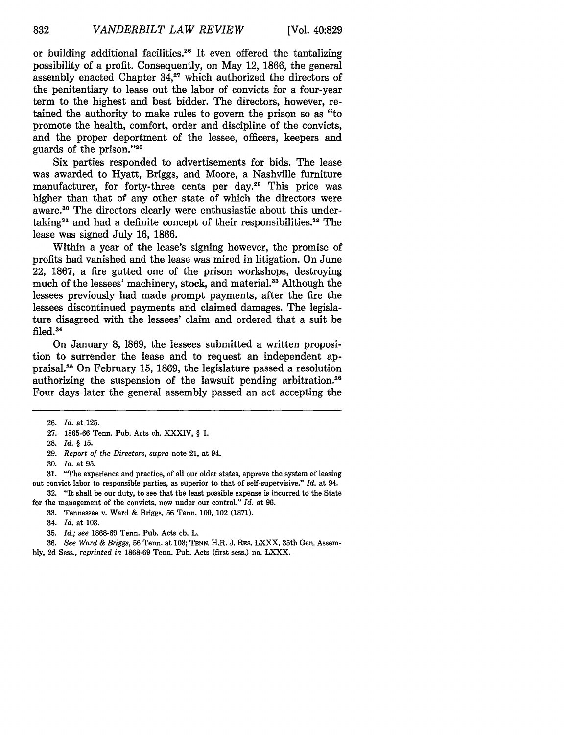or building additional facilities.[26] It even offered the tantalizing possibility of a profit. Consequently, on May 12, 1866, the general assembly enacted Chapter 34,[27] which authorized the directors of the penitentiary to lease out the labor of convicts for a four-year term to the highest and best bidder. The directors, however, retained the authority to make rules to govern the prison so as "to promote the health, comfort, order and discipline of the convicts, and the proper deportment of the lessee, officers, keepers and guards of the prison."[28]

Six parties responded to advertisements for bids. The lease was awarded to Hyatt, Briggs, and Moore, a Nashville furniture manufacturer, for forty-three cents per day.[29] This price was higher than that of any other state of which the directors were aware.[30] The directors clearly were enthusiastic about this undertaking[31] and had a definite concept of their responsibilities.[32] The lease was signed July 16, 1866.

Within a year of the lease's signing however, the promise of profits had vanished and the lease was mired in litigation. On June 22, 1867, a fire gutted one of the prison workshops, destroying much of the lessees' machinery, stock, and material.[33] Although the lessees previously had made prompt payments, after the fire the lessees discontinued payments and claimed damages. The legislature disagreed with the lessees' claim and ordered that a suit be filed.[34]

On January 8, 1869, the lessees submitted a written proposition to surrender the lease and to request an independent appraisal.[35] On February 15, 1869, the legislature passed a resolution authorizing the suspension of the lawsuit pending arbitration.[36] Four days later the general assembly passed an act accepting the

---

26. *Id.* at 125.

27. 1865-66 Tenn. Pub. Acts ch. XXXIV, § 1.

28. *Id.* § 15.

29. *Report of the Directors, supra* note 21, at 94.

30. *Id.* at 95.

31. "The experience and practice, of all our older states, approve the system of leasing out convict labor to responsible parties, as superior to that of self-supervisive." *Id.* at 94.

32. "It shall be our duty, to see that the least possible expense is incurred to the State for the management of the convicts, now under our control." *Id.* at 96.

33. Tennessee v. Ward & Briggs, 56 Tenn. 100, 102 (1871).

34. *Id.* at 103.

35. *Id.; see* 1868-69 Tenn. Pub. Acts ch. L.

36. *See Ward & Briggs,* 56 Tenn. at 103; TENN. H.R. J. RES. LXXX, 35th Gen. Assembly, 2d Sess., *reprinted in* 1868-69 Tenn. Pub. Acts (first sess.) no. LXXX.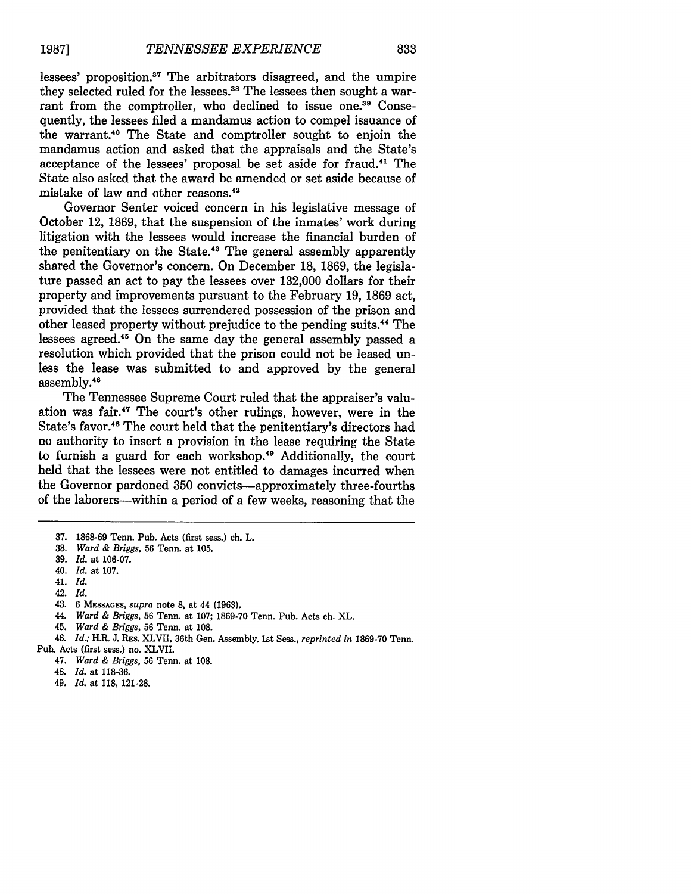lessees' proposition.[37] The arbitrators disagreed, and the umpire they selected ruled for the lessees.[38] The lessees then sought a warrant from the comptroller, who declined to issue one.[39] Consequently, the lessees filed a mandamus action to compel issuance of the warrant.[40] The State and comptroller sought to enjoin the mandamus action and asked that the appraisals and the State's acceptance of the lessees' proposal be set aside for fraud.[41] The State also asked that the award be amended or set aside because of mistake of law and other reasons.[42]

Governor Senter voiced concern in his legislative message of October 12, 1869, that the suspension of the inmates' work during litigation with the lessees would increase the financial burden of the penitentiary on the State.[43] The general assembly apparently shared the Governor's concern. On December 18, 1869, the legislature passed an act to pay the lessees over 132,000 dollars for their property and improvements pursuant to the February 19, 1869 act, provided that the lessees surrendered possession of the prison and other leased property without prejudice to the pending suits.[44] The lessees agreed.[45] On the same day the general assembly passed a resolution which provided that the prison could not be leased unless the lease was submitted to and approved by the general assembly.[46]

The Tennessee Supreme Court ruled that the appraiser's valuation was fair.[47] The court's other rulings, however, were in the State's favor.[48] The court held that the penitentiary's directors had no authority to insert a provision in the lease requiring the State to furnish a guard for each workshop.[49] Additionally, the court held that the lessees were not entitled to damages incurred when the Governor pardoned 350 convicts—approximately three-fourths of the laborers—within a period of a few weeks, reasoning that the

---

37. 1868-69 Tenn. Pub. Acts (first sess.) ch. L.

38. *Ward & Briggs*, 56 Tenn. at 105.

39. *Id.* at 106-07.

40. *Id.* at 107.

41. *Id.*

42. *Id.*

43. 6 MESSAGES, *supra* note 8, at 44 (1963).

44. *Ward & Briggs*, 56 Tenn. at 107; 1869-70 Tenn. Pub. Acts ch. XL.

45. *Ward & Briggs*, 56 Tenn. at 108.

46. *Id.*; H.R. J. RES. XLVII, 36th Gen. Assembly, 1st Sess., *reprinted in* 1869-70 Tenn. Pub. Acts (first sess.) no. XLVII.

47. *Ward & Briggs*, 56 Tenn. at 108.

48. *Id.* at 118-36.

49. *Id.* at 118, 121-28.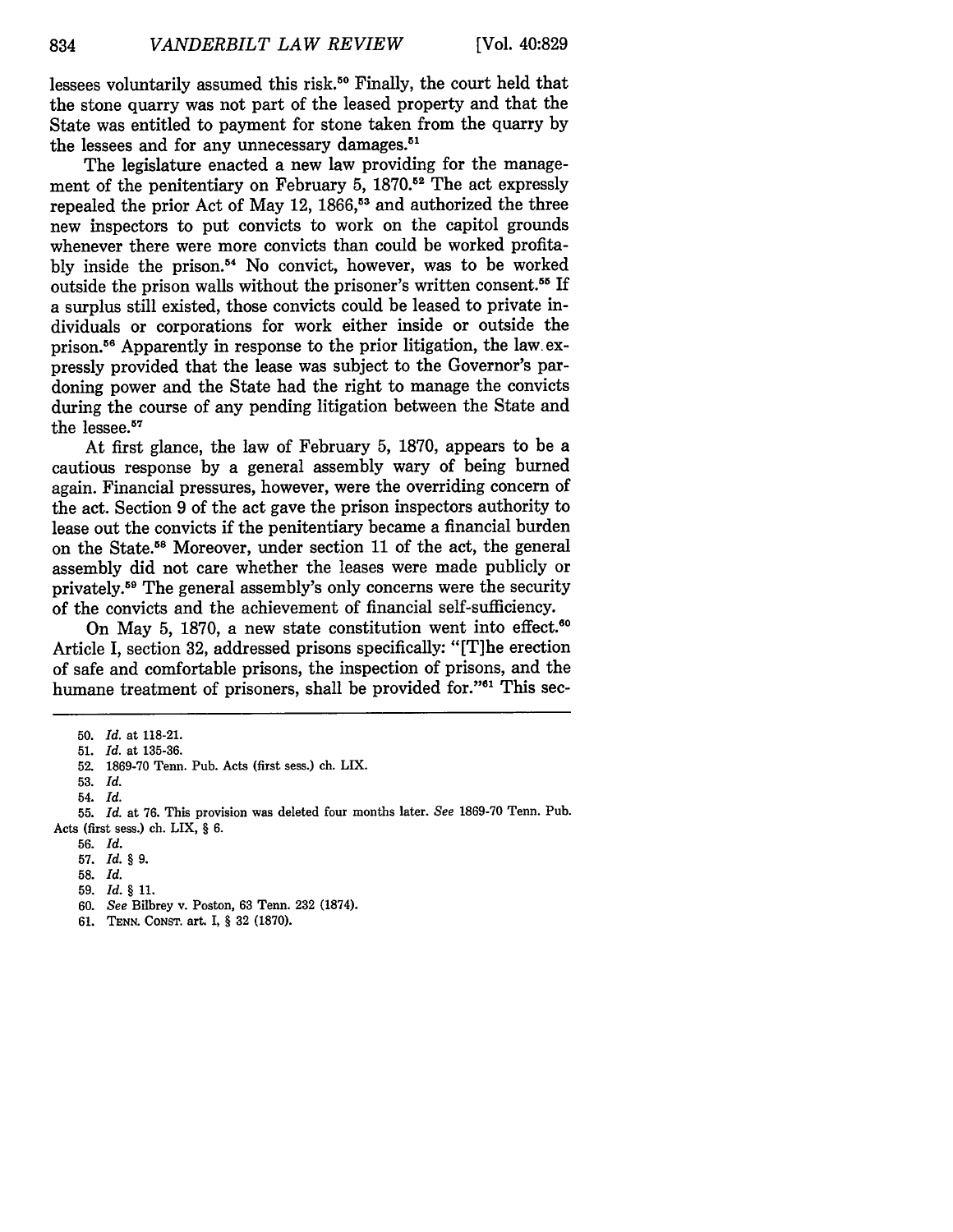lessees voluntarily assumed this risk.[50] Finally, the court held that the stone quarry was not part of the leased property and that the State was entitled to payment for stone taken from the quarry by the lessees and for any unnecessary damages.[51]

The legislature enacted a new law providing for the management of the penitentiary on February 5, 1870.[52] The act expressly repealed the prior Act of May 12, 1866,[53] and authorized the three new inspectors to put convicts to work on the capitol grounds whenever there were more convicts than could be worked profitably inside the prison.[54] No convict, however, was to be worked outside the prison walls without the prisoner's written consent.[55] If a surplus still existed, those convicts could be leased to private individuals or corporations for work either inside or outside the prison.[56] Apparently in response to the prior litigation, the law expressly provided that the lease was subject to the Governor's pardoning power and the State had the right to manage the convicts during the course of any pending litigation between the State and the lessee.[57]

At first glance, the law of February 5, 1870, appears to be a cautious response by a general assembly wary of being burned again. Financial pressures, however, were the overriding concern of the act. Section 9 of the act gave the prison inspectors authority to lease out the convicts if the penitentiary became a financial burden on the State.[58] Moreover, under section 11 of the act, the general assembly did not care whether the leases were made publicly or privately.[59] The general assembly's only concerns were the security of the convicts and the achievement of financial self-sufficiency.

On May 5, 1870, a new state constitution went into effect.[60] Article I, section 32, addressed prisons specifically: "[T]he erection of safe and comfortable prisons, the inspection of prisons, and the humane treatment of prisoners, shall be provided for."[61] This sec-

---

50. *Id.* at 118-21.

51. *Id.* at 135-36.

52. 1869-70 Tenn. Pub. Acts (first sess.) ch. LIX.

53. *Id.*

54. *Id.*

55. *Id.* at 76. This provision was deleted four months later. *See* 1869-70 Tenn. Pub. Acts (first sess.) ch. LIX, § 6.

56. *Id.*

57. *Id.* § 9.

58. *Id.*

59. *Id.* § 11.

60. *See* Bilbrey v. Poston, 63 Tenn. 232 (1874).

61. TENN. CONST. art. I, § 32 (1870).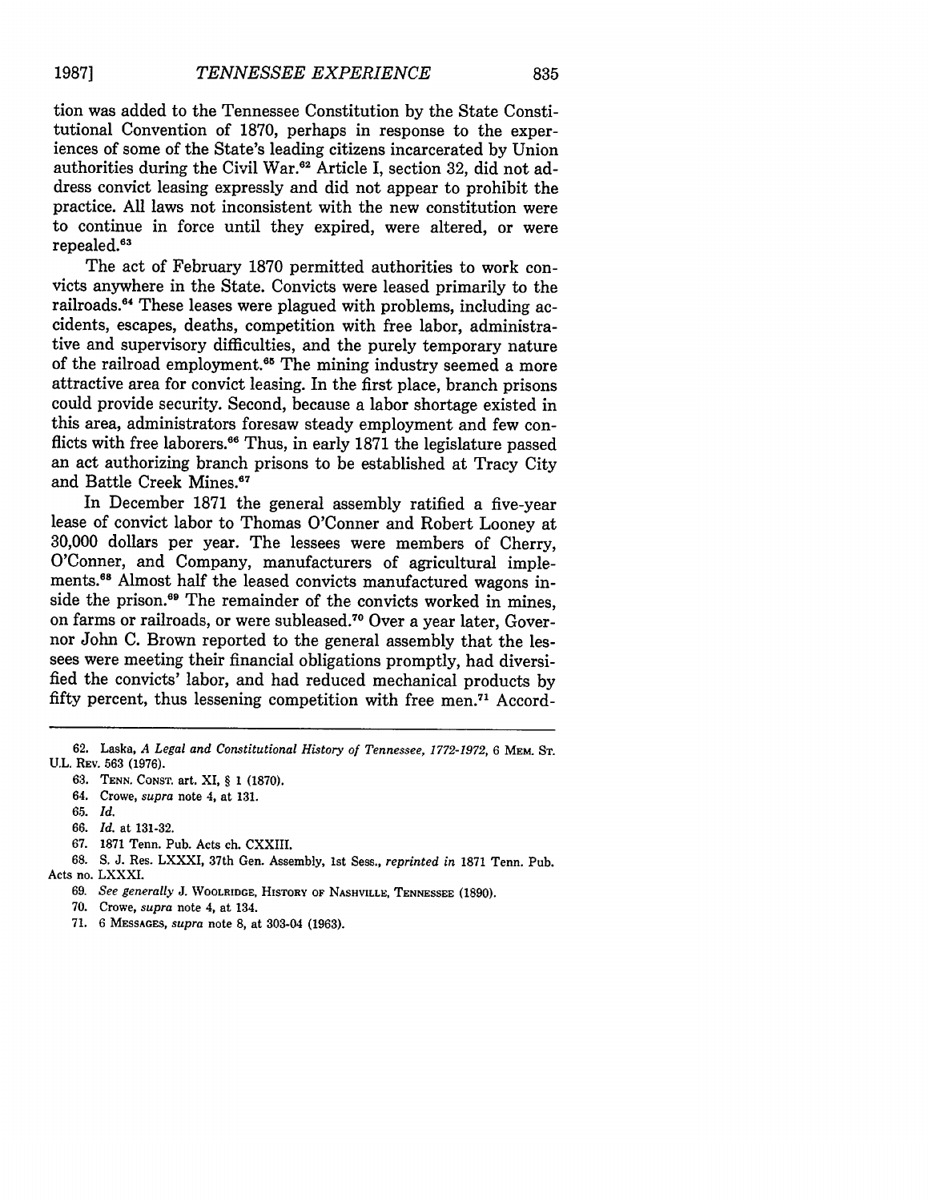tion was added to the Tennessee Constitution by the State Constitutional Convention of 1870, perhaps in response to the experiences of some of the State's leading citizens incarcerated by Union authorities during the Civil War.[62] Article I, section 32, did not address convict leasing expressly and did not appear to prohibit the practice. All laws not inconsistent with the new constitution were to continue in force until they expired, were altered, or were repealed.[63]

The act of February 1870 permitted authorities to work convicts anywhere in the State. Convicts were leased primarily to the railroads.[64] These leases were plagued with problems, including accidents, escapes, deaths, competition with free labor, administrative and supervisory difficulties, and the purely temporary nature of the railroad employment.[65] The mining industry seemed a more attractive area for convict leasing. In the first place, branch prisons could provide security. Second, because a labor shortage existed in this area, administrators foresaw steady employment and few conflicts with free laborers.[66] Thus, in early 1871 the legislature passed an act authorizing branch prisons to be established at Tracy City and Battle Creek Mines.[67]

In December 1871 the general assembly ratified a five-year lease of convict labor to Thomas O'Conner and Robert Looney at 30,000 dollars per year. The lessees were members of Cherry, O'Conner, and Company, manufacturers of agricultural implements.[68] Almost half the leased convicts manufactured wagons inside the prison.[69] The remainder of the convicts worked in mines, on farms or railroads, or were subleased.[70] Over a year later, Governor John C. Brown reported to the general assembly that the lessees were meeting their financial obligations promptly, had diversified the convicts' labor, and had reduced mechanical products by fifty percent, thus lessening competition with free men.[71] Accord-

---

62. Laska, *A Legal and Constitutional History of Tennessee, 1772-1972*, 6 MEM. ST. U.L. REV. 563 (1976).

63. TENN. CONST. art. XI, § 1 (1870).

64. Crowe, *supra* note 4, at 131.

65. *Id.*

66. *Id.* at 131-32.

67. 1871 Tenn. Pub. Acts ch. CXXIII.

68. S. J. Res. LXXXI, 37th Gen. Assembly, 1st Sess., *reprinted in* 1871 Tenn. Pub. Acts no. LXXXI.

69. *See generally* J. WOOLRIDGE, HISTORY OF NASHVILLE, TENNESSEE (1890).

70. Crowe, *supra* note 4, at 134.

71. 6 MESSAGES, *supra* note 8, at 303-04 (1963).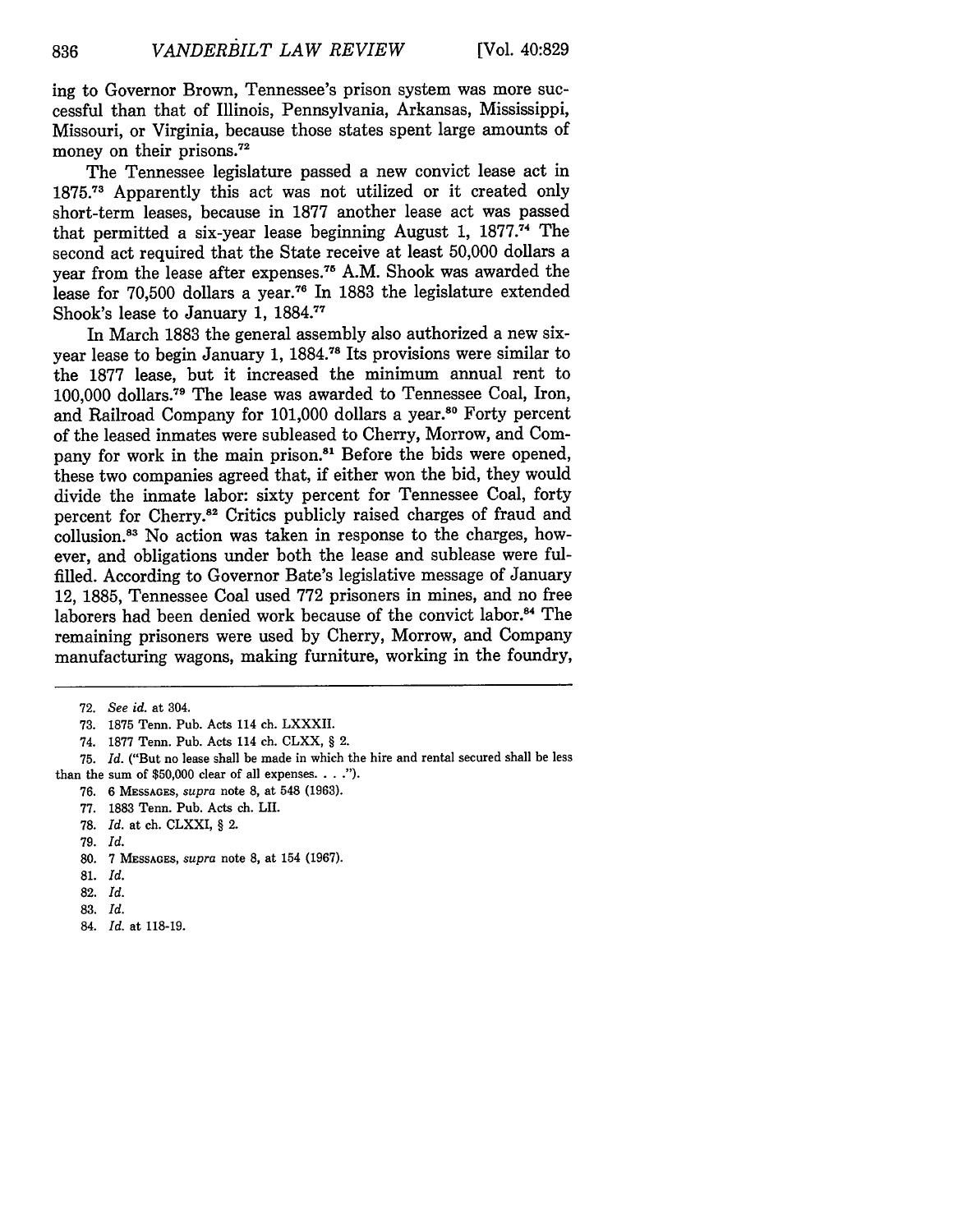ing to Governor Brown, Tennessee's prison system was more successful than that of Illinois, Pennsylvania, Arkansas, Mississippi, Missouri, or Virginia, because those states spent large amounts of money on their prisons.[72]

The Tennessee legislature passed a new convict lease act in 1875.[73] Apparently this act was not utilized or it created only short-term leases, because in 1877 another lease act was passed that permitted a six-year lease beginning August 1, 1877.[74] The second act required that the State receive at least 50,000 dollars a year from the lease after expenses.[75] A.M. Shook was awarded the lease for 70,500 dollars a year.[76] In 1883 the legislature extended Shook's lease to January 1, 1884.[77]

In March 1883 the general assembly also authorized a new six-year lease to begin January 1, 1884.[78] Its provisions were similar to the 1877 lease, but it increased the minimum annual rent to 100,000 dollars.[79] The lease was awarded to Tennessee Coal, Iron, and Railroad Company for 101,000 dollars a year.[80] Forty percent of the leased inmates were subleased to Cherry, Morrow, and Company for work in the main prison.[81] Before the bids were opened, these two companies agreed that, if either won the bid, they would divide the inmate labor: sixty percent for Tennessee Coal, forty percent for Cherry.[82] Critics publicly raised charges of fraud and collusion.[83] No action was taken in response to the charges, however, and obligations under both the lease and sublease were fulfilled. According to Governor Bate's legislative message of January 12, 1885, Tennessee Coal used 772 prisoners in mines, and no free laborers had been denied work because of the convict labor.[84] The remaining prisoners were used by Cherry, Morrow, and Company manufacturing wagons, making furniture, working in the foundry,

---

72. *See id.* at 304.

73. 1875 Tenn. Pub. Acts 114 ch. LXXXII.

74. 1877 Tenn. Pub. Acts 114 ch. CLXX, § 2.

75. *Id.* ("But no lease shall be made in which the hire and rental secured shall be less than the sum of $50,000 clear of all expenses. . . .").

76. 6 MESSAGES, *supra* note 8, at 548 (1963).

77. 1883 Tenn. Pub. Acts ch. LII.

78. *Id.* at ch. CLXXI, § 2.

79. *Id.*

80. 7 MESSAGES, *supra* note 8, at 154 (1967).

81. *Id.*

82. *Id.*

83. *Id.*

84. *Id.* at 118-19.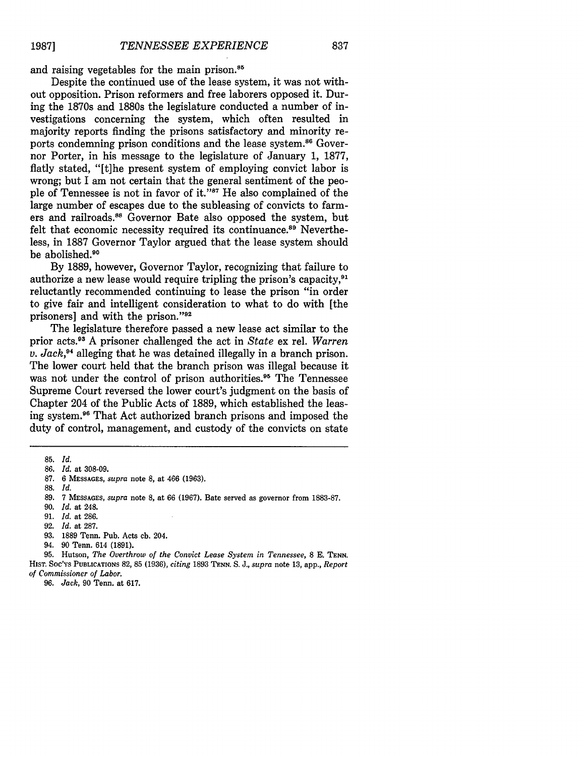and raising vegetables for the main prison.[85]

Despite the continued use of the lease system, it was not without opposition. Prison reformers and free laborers opposed it. During the 1870s and 1880s the legislature conducted a number of investigations concerning the system, which often resulted in majority reports finding the prisons satisfactory and minority reports condemning prison conditions and the lease system.[86] Governor Porter, in his message to the legislature of January 1, 1877, flatly stated, "[t]he present system of employing convict labor is wrong; but I am not certain that the general sentiment of the people of Tennessee is not in favor of it."[87] He also complained of the large number of escapes due to the subleasing of convicts to farmers and railroads.[88] Governor Bate also opposed the system, but felt that economic necessity required its continuance.[89] Nevertheless, in 1887 Governor Taylor argued that the lease system should be abolished.[90]

By 1889, however, Governor Taylor, recognizing that failure to authorize a new lease would require tripling the prison's capacity,[91] reluctantly recommended continuing to lease the prison "in order to give fair and intelligent consideration to what to do with [the prisoners] and with the prison."[92]

The legislature therefore passed a new lease act similar to the prior acts.[93] A prisoner challenged the act in *State* ex rel. *Warren v. Jack*,[94] alleging that he was detained illegally in a branch prison. The lower court held that the branch prison was illegal because it was not under the control of prison authorities.[95] The Tennessee Supreme Court reversed the lower court's judgment on the basis of Chapter 204 of the Public Acts of 1889, which established the leasing system.[96] That Act authorized branch prisons and imposed the duty of control, management, and custody of the convicts on state

---

85. *Id.*
86. *Id.* at 308-09.
87. 6 MESSAGES, *supra* note 8, at 466 (1963).
88. *Id.*
89. 7 MESSAGES, *supra* note 8, at 66 (1967). Bate served as governor from 1883-87.
90. *Id.* at 248.
91. *Id.* at 286.
92. *Id.* at 287.
93. 1889 Tenn. Pub. Acts ch. 204.
94. 90 Tenn. 614 (1891).
95. Hutson, *The Overthrow of the Convict Lease System in Tennessee*, 8 E. TENN. HIST. SOC'YS PUBLICATIONS 82, 85 (1936), *citing* 1893 TENN. S. J., *supra* note 13, app., *Report of Commissioner of Labor.*
96. *Jack*, 90 Tenn. at 617.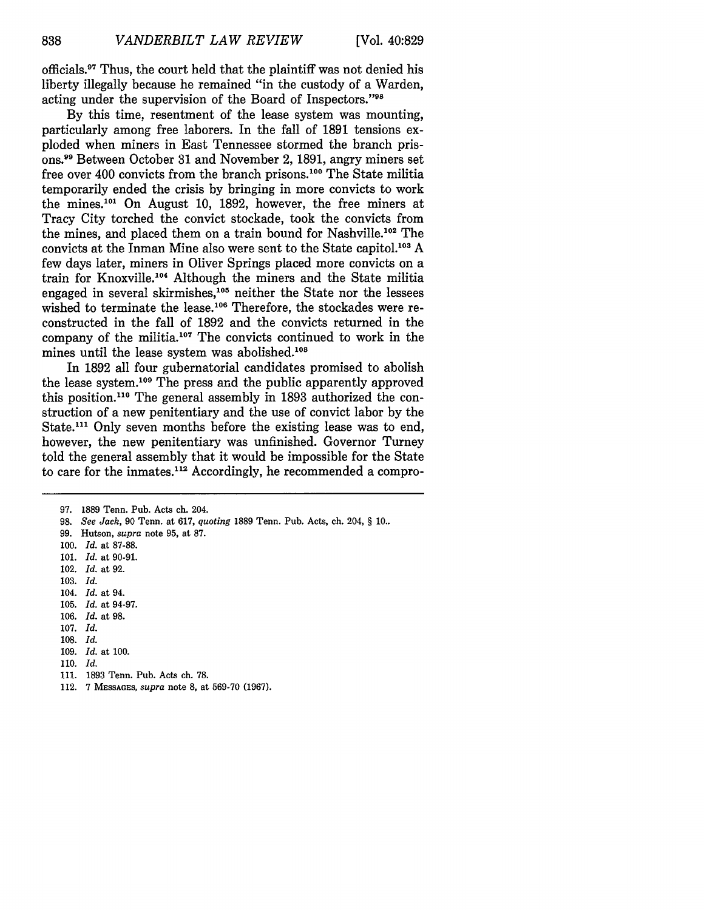officials.[97] Thus, the court held that the plaintiff was not denied his liberty illegally because he remained "in the custody of a Warden, acting under the supervision of the Board of Inspectors."[98]

By this time, resentment of the lease system was mounting, particularly among free laborers. In the fall of 1891 tensions exploded when miners in East Tennessee stormed the branch prisons.[99] Between October 31 and November 2, 1891, angry miners set free over 400 convicts from the branch prisons.[100] The State militia temporarily ended the crisis by bringing in more convicts to work the mines.[101] On August 10, 1892, however, the free miners at Tracy City torched the convict stockade, took the convicts from the mines, and placed them on a train bound for Nashville.[102] The convicts at the Inman Mine also were sent to the State capitol.[103] A few days later, miners in Oliver Springs placed more convicts on a train for Knoxville.[104] Although the miners and the State militia engaged in several skirmishes,[105] neither the State nor the lessees wished to terminate the lease.[106] Therefore, the stockades were reconstructed in the fall of 1892 and the convicts returned in the company of the militia.[107] The convicts continued to work in the mines until the lease system was abolished.[108]

In 1892 all four gubernatorial candidates promised to abolish the lease system.[109] The press and the public apparently approved this position.[110] The general assembly in 1893 authorized the construction of a new penitentiary and the use of convict labor by the State.[111] Only seven months before the existing lease was to end, however, the new penitentiary was unfinished. Governor Turney told the general assembly that it would be impossible for the State to care for the inmates.[112] Accordingly, he recommended a compro-

---

97. 1889 Tenn. Pub. Acts ch. 204.
98. *See Jack*, 90 Tenn. at 617, *quoting* 1889 Tenn. Pub. Acts, ch. 204, § 10..
99. Hutson, *supra* note 95, at 87.
100. *Id.* at 87-88.
101. *Id.* at 90-91.
102. *Id.* at 92.
103. *Id.*
104. *Id.* at 94.
105. *Id.* at 94-97.
106. *Id.* at 98.
107. *Id.*
108. *Id.*
109. *Id.* at 100.
110. *Id.*
111. 1893 Tenn. Pub. Acts ch. 78.
112. 7 MESSAGES, *supra* note 8, at 569-70 (1967).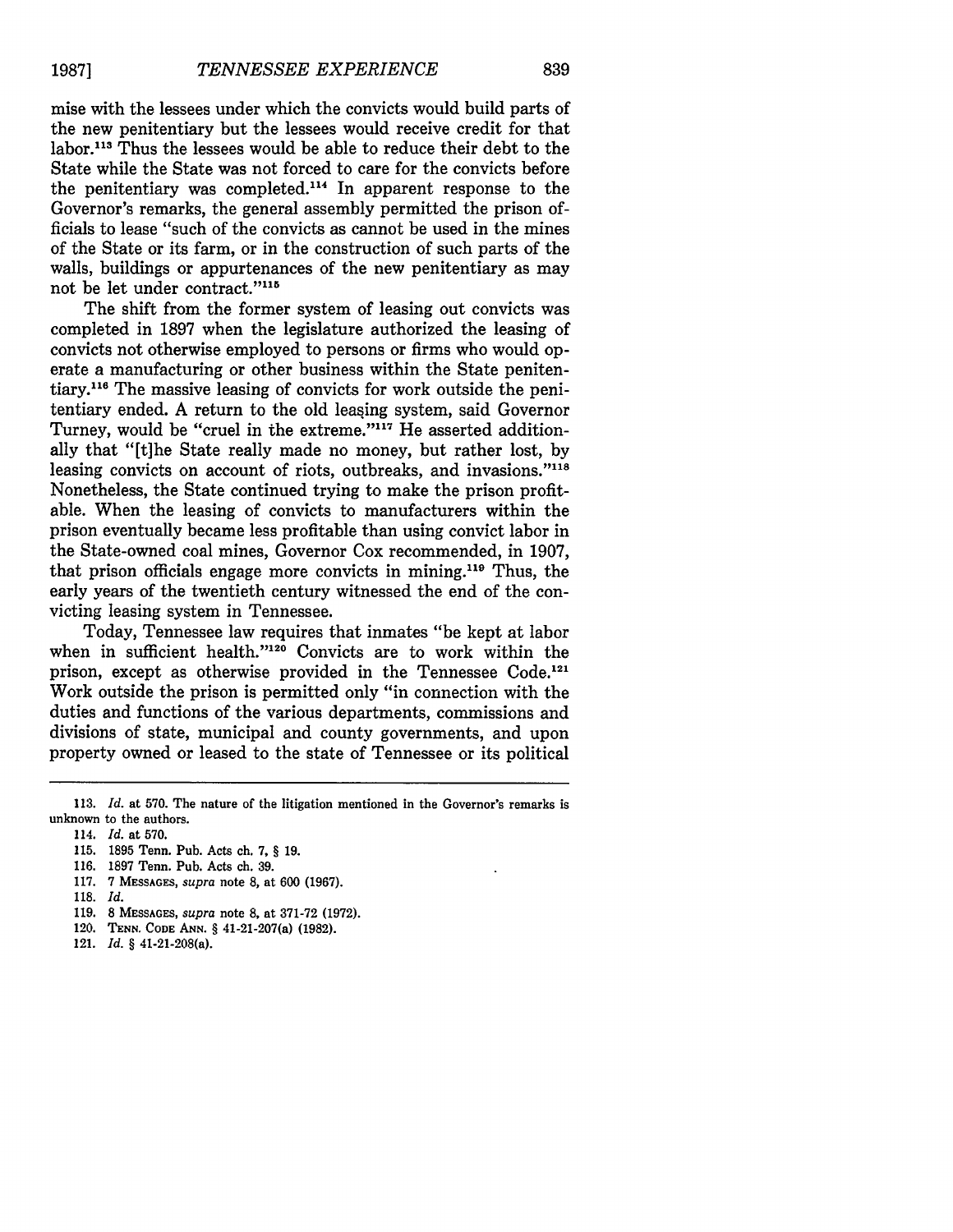mise with the lessees under which the convicts would build parts of the new penitentiary but the lessees would receive credit for that labor.[113] Thus the lessees would be able to reduce their debt to the State while the State was not forced to care for the convicts before the penitentiary was completed.[114] In apparent response to the Governor's remarks, the general assembly permitted the prison officials to lease "such of the convicts as cannot be used in the mines of the State or its farm, or in the construction of such parts of the walls, buildings or appurtenances of the new penitentiary as may not be let under contract."[115]

The shift from the former system of leasing out convicts was completed in 1897 when the legislature authorized the leasing of convicts not otherwise employed to persons or firms who would operate a manufacturing or other business within the State penitentiary.[116] The massive leasing of convicts for work outside the penitentiary ended. A return to the old leasing system, said Governor Turney, would be "cruel in the extreme."[117] He asserted additionally that "[t]he State really made no money, but rather lost, by leasing convicts on account of riots, outbreaks, and invasions."[118] Nonetheless, the State continued trying to make the prison profitable. When the leasing of convicts to manufacturers within the prison eventually became less profitable than using convict labor in the State-owned coal mines, Governor Cox recommended, in 1907, that prison officials engage more convicts in mining.[119] Thus, the early years of the twentieth century witnessed the end of the convicting leasing system in Tennessee.

Today, Tennessee law requires that inmates "be kept at labor when in sufficient health."[120] Convicts are to work within the prison, except as otherwise provided in the Tennessee Code.[121] Work outside the prison is permitted only "in connection with the duties and functions of the various departments, commissions and divisions of state, municipal and county governments, and upon property owned or leased to the state of Tennessee or its political

---

113. *Id.* at 570. The nature of the litigation mentioned in the Governor's remarks is unknown to the authors.

114. *Id.* at 570.

115. 1895 Tenn. Pub. Acts ch. 7, § 19.

116. 1897 Tenn. Pub. Acts ch. 39.

117. 7 MESSAGES, *supra* note 8, at 600 (1967).

118. *Id.*

119. 8 MESSAGES, *supra* note 8, at 371-72 (1972).

120. TENN. CODE ANN. § 41-21-207(a) (1982).

121. *Id.* § 41-21-208(a).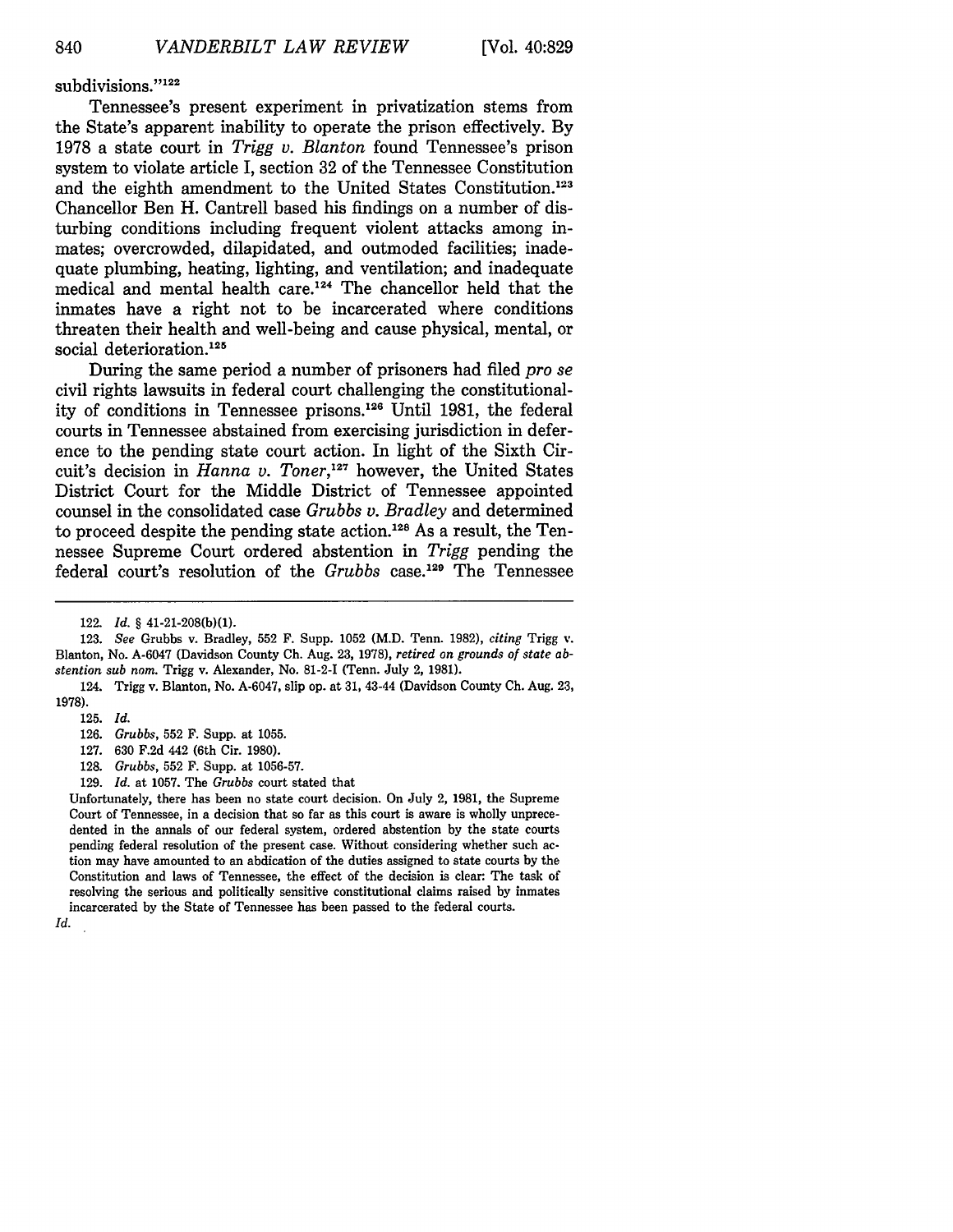subdivisions."[122]

Tennessee's present experiment in privatization stems from the State's apparent inability to operate the prison effectively. By 1978 a state court in *Trigg v. Blanton* found Tennessee's prison system to violate article I, section 32 of the Tennessee Constitution and the eighth amendment to the United States Constitution.[123] Chancellor Ben H. Cantrell based his findings on a number of disturbing conditions including frequent violent attacks among inmates; overcrowded, dilapidated, and outmoded facilities; inadequate plumbing, heating, lighting, and ventilation; and inadequate medical and mental health care.[124] The chancellor held that the inmates have a right not to be incarcerated where conditions threaten their health and well-being and cause physical, mental, or social deterioration.[125]

During the same period a number of prisoners had filed *pro se* civil rights lawsuits in federal court challenging the constitutionality of conditions in Tennessee prisons.[126] Until 1981, the federal courts in Tennessee abstained from exercising jurisdiction in deference to the pending state court action. In light of the Sixth Circuit's decision in *Hanna v. Toner*,[127] however, the United States District Court for the Middle District of Tennessee appointed counsel in the consolidated case *Grubbs v. Bradley* and determined to proceed despite the pending state action.[128] As a result, the Tennessee Supreme Court ordered abstention in *Trigg* pending the federal court's resolution of the *Grubbs* case.[129] The Tennessee

---

122. *Id.* § 41-21-208(b)(1).

123. *See* Grubbs v. Bradley, 552 F. Supp. 1052 (M.D. Tenn. 1982), *citing* Trigg v. Blanton, No. A-6047 (Davidson County Ch. Aug. 23, 1978), *retired on grounds of state abstention sub nom.* Trigg v. Alexander, No. 81-2-I (Tenn. July 2, 1981).

124. Trigg v. Blanton, No. A-6047, slip op. at 31, 43-44 (Davidson County Ch. Aug. 23, 1978).

125. *Id.*

126. *Grubbs*, 552 F. Supp. at 1055.

127. 630 F.2d 442 (6th Cir. 1980).

128. *Grubbs*, 552 F. Supp. at 1056-57.

129. *Id.* at 1057. The *Grubbs* court stated that

Unfortunately, there has been no state court decision. On July 2, 1981, the Supreme Court of Tennessee, in a decision that so far as this court is aware is wholly unprecedented in the annals of our federal system, ordered abstention by the state courts pending federal resolution of the present case. Without considering whether such action may have amounted to an abdication of the duties assigned to state courts by the Constitution and laws of Tennessee, the effect of the decision is clear: The task of resolving the serious and politically sensitive constitutional claims raised by inmates incarcerated by the State of Tennessee has been passed to the federal courts.

*Id.*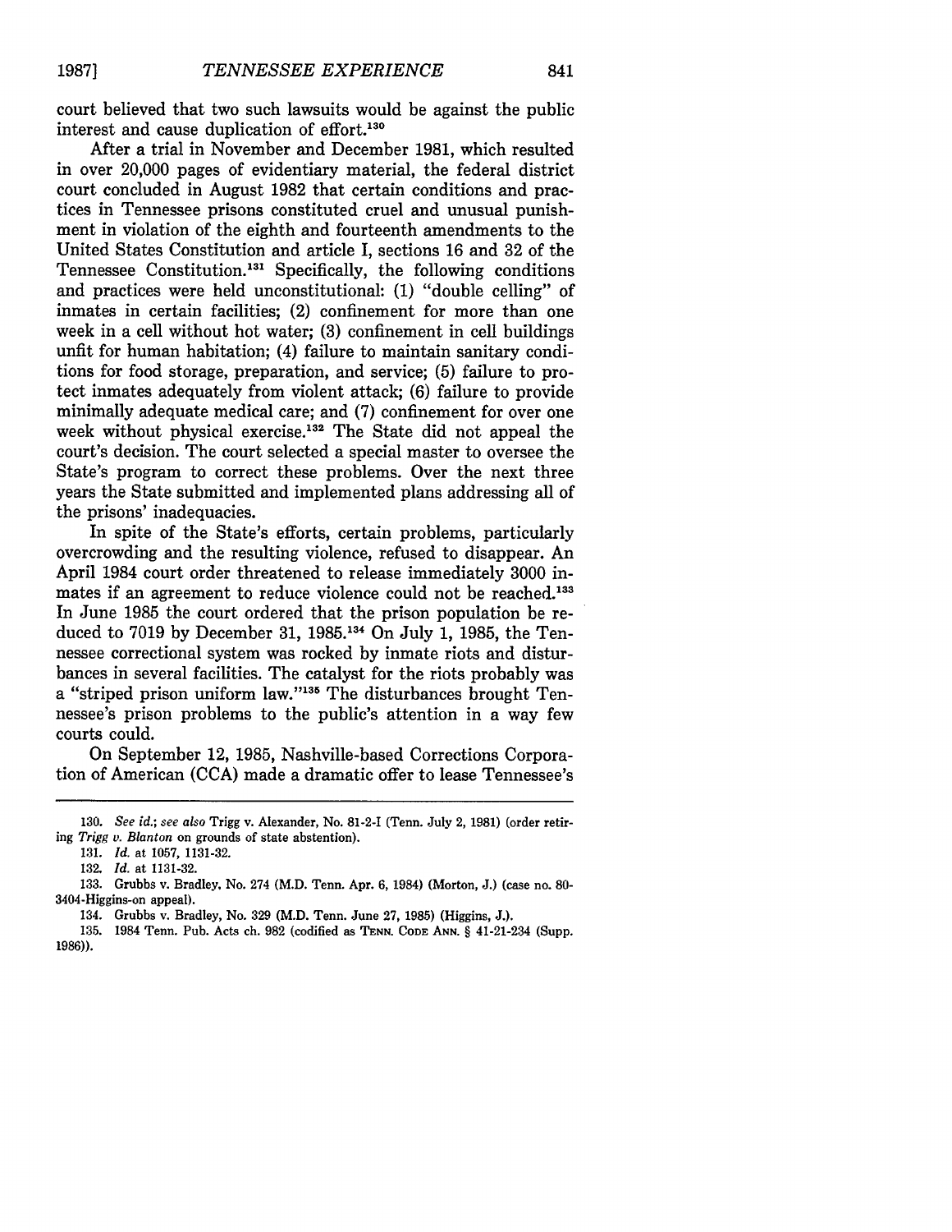court believed that two such lawsuits would be against the public interest and cause duplication of effort.[130]

After a trial in November and December 1981, which resulted in over 20,000 pages of evidentiary material, the federal district court concluded in August 1982 that certain conditions and practices in Tennessee prisons constituted cruel and unusual punishment in violation of the eighth and fourteenth amendments to the United States Constitution and article I, sections 16 and 32 of the Tennessee Constitution.[131] Specifically, the following conditions and practices were held unconstitutional: (1) "double celling" of inmates in certain facilities; (2) confinement for more than one week in a cell without hot water; (3) confinement in cell buildings unfit for human habitation; (4) failure to maintain sanitary conditions for food storage, preparation, and service; (5) failure to protect inmates adequately from violent attack; (6) failure to provide minimally adequate medical care; and (7) confinement for over one week without physical exercise.[132] The State did not appeal the court's decision. The court selected a special master to oversee the State's program to correct these problems. Over the next three years the State submitted and implemented plans addressing all of the prisons' inadequacies.

In spite of the State's efforts, certain problems, particularly overcrowding and the resulting violence, refused to disappear. An April 1984 court order threatened to release immediately 3000 inmates if an agreement to reduce violence could not be reached.[133] In June 1985 the court ordered that the prison population be reduced to 7019 by December 31, 1985.[134] On July 1, 1985, the Tennessee correctional system was rocked by inmate riots and disturbances in several facilities. The catalyst for the riots probably was a "striped prison uniform law."[135] The disturbances brought Tennessee's prison problems to the public's attention in a way few courts could.

On September 12, 1985, Nashville-based Corrections Corporation of American (CCA) made a dramatic offer to lease Tennessee's

---

130. *See id.*; *see also* Trigg v. Alexander, No. 81-2-I (Tenn. July 2, 1981) (order retiring *Trigg v. Blanton* on grounds of state abstention).

131. *Id.* at 1057, 1131-32.

132. *Id.* at 1131-32.

133. Grubbs v. Bradley, No. 274 (M.D. Tenn. Apr. 6, 1984) (Morton, J.) (case no. 80-3404-Higgins-on appeal).

134. Grubbs v. Bradley, No. 329 (M.D. Tenn. June 27, 1985) (Higgins, J.).

135. 1984 Tenn. Pub. Acts ch. 982 (codified as TENN. CODE ANN. § 41-21-234 (Supp. 1986)).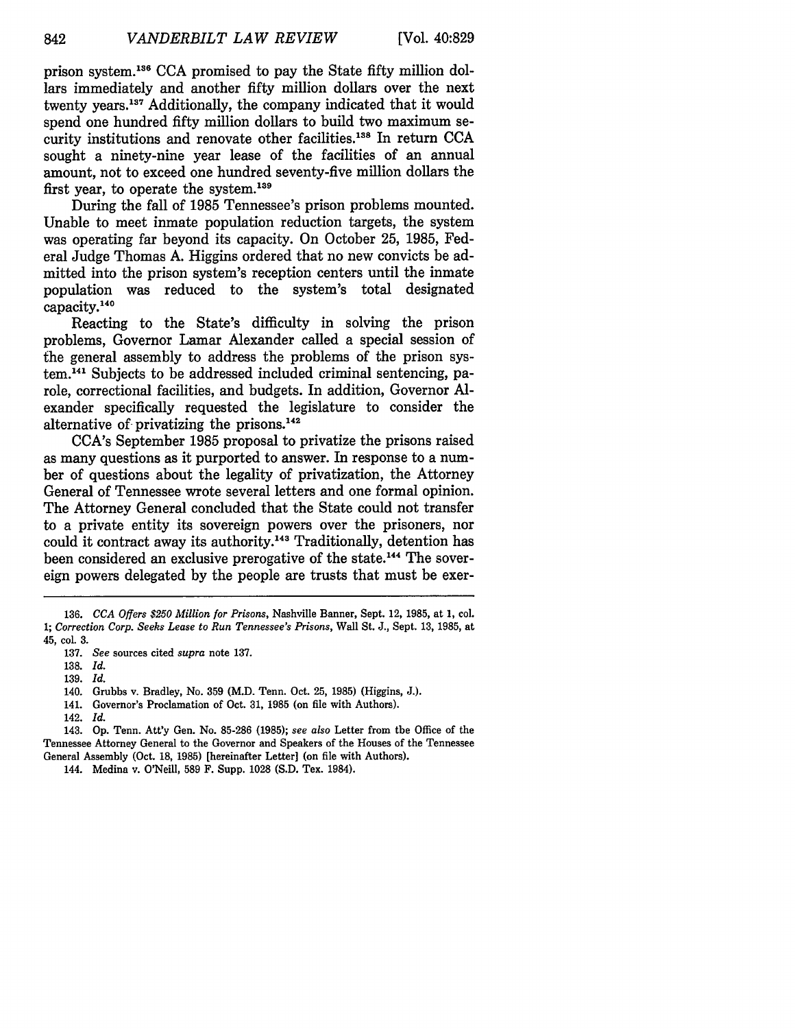prison system.[136] CCA promised to pay the State fifty million dollars immediately and another fifty million dollars over the next twenty years.[137] Additionally, the company indicated that it would spend one hundred fifty million dollars to build two maximum security institutions and renovate other facilities.[138] In return CCA sought a ninety-nine year lease of the facilities of an annual amount, not to exceed one hundred seventy-five million dollars the first year, to operate the system.[139]

During the fall of 1985 Tennessee's prison problems mounted. Unable to meet inmate population reduction targets, the system was operating far beyond its capacity. On October 25, 1985, Federal Judge Thomas A. Higgins ordered that no new convicts be admitted into the prison system's reception centers until the inmate population was reduced to the system's total designated capacity.[140]

Reacting to the State's difficulty in solving the prison problems, Governor Lamar Alexander called a special session of the general assembly to address the problems of the prison system.[141] Subjects to be addressed included criminal sentencing, parole, correctional facilities, and budgets. In addition, Governor Alexander specifically requested the legislature to consider the alternative of privatizing the prisons.[142]

CCA's September 1985 proposal to privatize the prisons raised as many questions as it purported to answer. In response to a number of questions about the legality of privatization, the Attorney General of Tennessee wrote several letters and one formal opinion. The Attorney General concluded that the State could not transfer to a private entity its sovereign powers over the prisoners, nor could it contract away its authority.[143] Traditionally, detention has been considered an exclusive prerogative of the state.[144] The sovereign powers delegated by the people are trusts that must be exer-

---

136. *CCA Offers $250 Million for Prisons*, Nashville Banner, Sept. 12, 1985, at 1, col. 1; *Correction Corp. Seeks Lease to Run Tennessee's Prisons*, Wall St. J., Sept. 13, 1985, at 45, col. 3.

137. *See* sources cited *supra* note 137.

138. *Id.*

139. *Id.*

140. Grubbs v. Bradley, No. 359 (M.D. Tenn. Oct. 25, 1985) (Higgins, J.).

141. Governor's Proclamation of Oct. 31, 1985 (on file with Authors).

142. *Id.*

143. Op. Tenn. Att'y Gen. No. 85-286 (1985); *see also* Letter from the Office of the Tennessee Attorney General to the Governor and Speakers of the Houses of the Tennessee General Assembly (Oct. 18, 1985) [hereinafter Letter] (on file with Authors).

144. Medina v. O'Neill, 589 F. Supp. 1028 (S.D. Tex. 1984).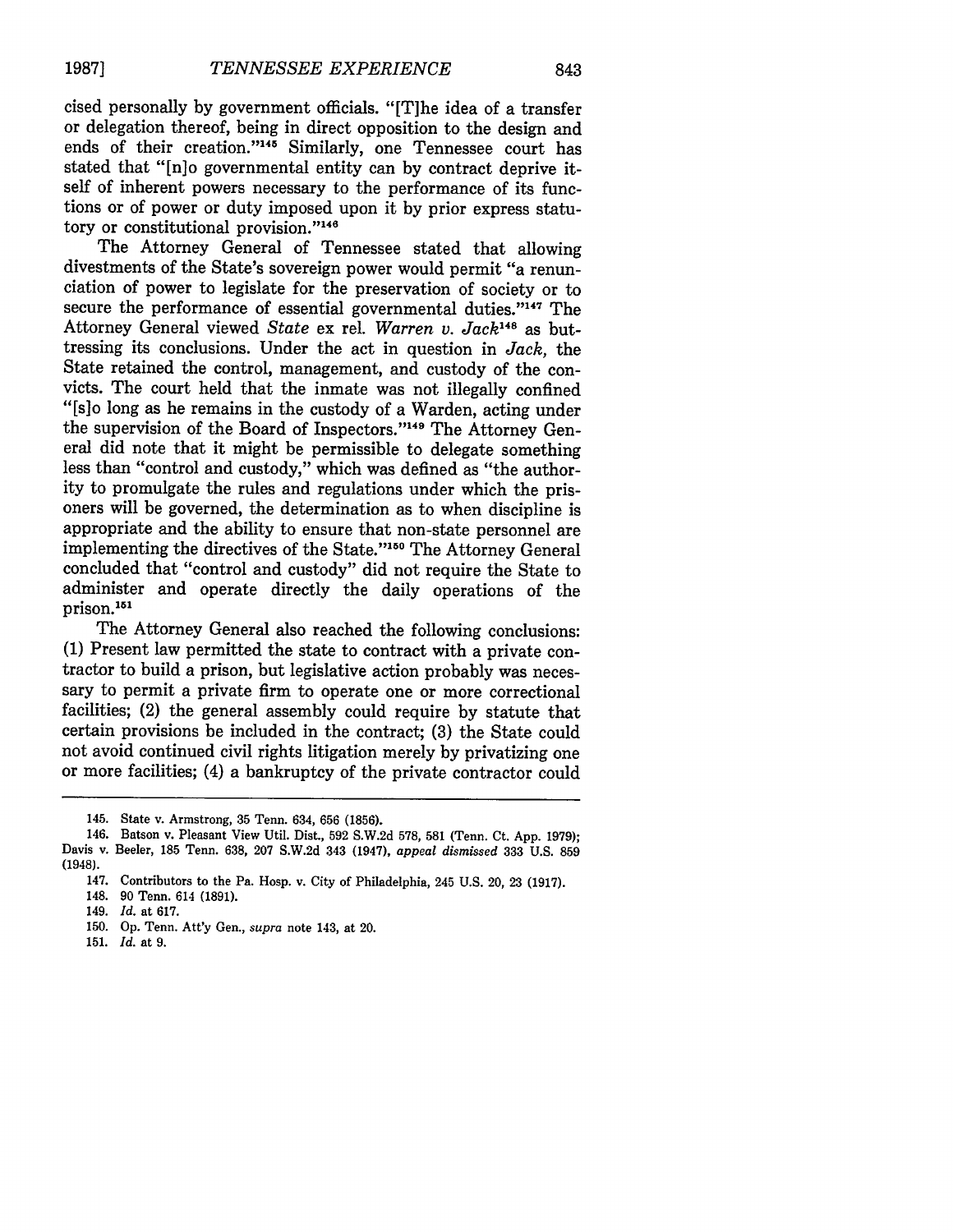cised personally by government officials. "[T]he idea of a transfer or delegation thereof, being in direct opposition to the design and ends of their creation."[145] Similarly, one Tennessee court has stated that "[n]o governmental entity can by contract deprive itself of inherent powers necessary to the performance of its functions or of power or duty imposed upon it by prior express statutory or constitutional provision."[146]

The Attorney General of Tennessee stated that allowing divestments of the State's sovereign power would permit "a renunciation of power to legislate for the preservation of society or to secure the performance of essential governmental duties."[147] The Attorney General viewed *State* ex rel. *Warren v. Jack*[148] as buttressing its conclusions. Under the act in question in *Jack*, the State retained the control, management, and custody of the convicts. The court held that the inmate was not illegally confined "[s]o long as he remains in the custody of a Warden, acting under the supervision of the Board of Inspectors."[149] The Attorney General did note that it might be permissible to delegate something less than "control and custody," which was defined as "the authority to promulgate the rules and regulations under which the prisoners will be governed, the determination as to when discipline is appropriate and the ability to ensure that non-state personnel are implementing the directives of the State."[150] The Attorney General concluded that "control and custody" did not require the State to administer and operate directly the daily operations of the prison.[151]

The Attorney General also reached the following conclusions: (1) Present law permitted the state to contract with a private contractor to build a prison, but legislative action probably was necessary to permit a private firm to operate one or more correctional facilities; (2) the general assembly could require by statute that certain provisions be included in the contract; (3) the State could not avoid continued civil rights litigation merely by privatizing one or more facilities; (4) a bankruptcy of the private contractor could

---

145. State v. Armstrong, 35 Tenn. 634, 656 (1856).

146. Batson v. Pleasant View Util. Dist., 592 S.W.2d 578, 581 (Tenn. Ct. App. 1979); Davis v. Beeler, 185 Tenn. 638, 207 S.W.2d 343 (1947), *appeal dismissed* 333 U.S. 859 (1948).

147. Contributors to the Pa. Hosp. v. City of Philadelphia, 245 U.S. 20, 23 (1917).

148. 90 Tenn. 614 (1891).

149. *Id.* at 617.

150. Op. Tenn. Att'y Gen., *supra* note 143, at 20.

151. *Id.* at 9.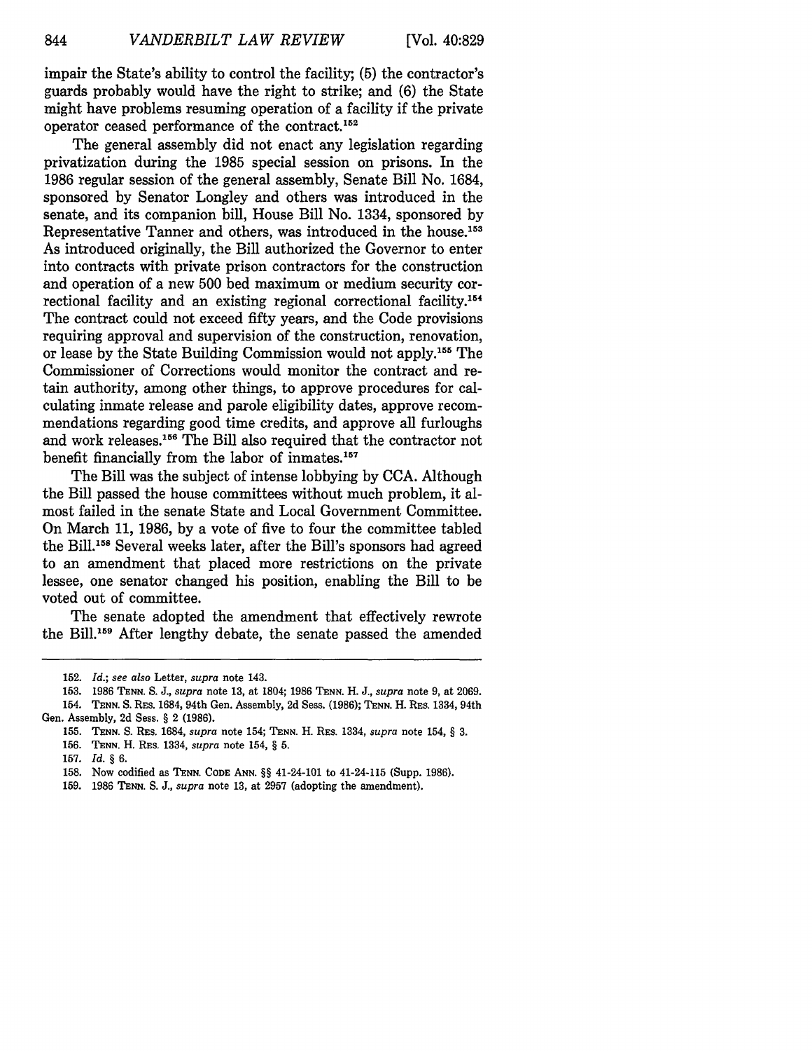impair the State's ability to control the facility; (5) the contractor's guards probably would have the right to strike; and (6) the State might have problems resuming operation of a facility if the private operator ceased performance of the contract.[152]

The general assembly did not enact any legislation regarding privatization during the 1985 special session on prisons. In the 1986 regular session of the general assembly, Senate Bill No. 1684, sponsored by Senator Longley and others was introduced in the senate, and its companion bill, House Bill No. 1334, sponsored by Representative Tanner and others, was introduced in the house.[153] As introduced originally, the Bill authorized the Governor to enter into contracts with private prison contractors for the construction and operation of a new 500 bed maximum or medium security correctional facility and an existing regional correctional facility.[154] The contract could not exceed fifty years, and the Code provisions requiring approval and supervision of the construction, renovation, or lease by the State Building Commission would not apply.[155] The Commissioner of Corrections would monitor the contract and retain authority, among other things, to approve procedures for calculating inmate release and parole eligibility dates, approve recommendations regarding good time credits, and approve all furloughs and work releases.[156] The Bill also required that the contractor not benefit financially from the labor of inmates.[157]

The Bill was the subject of intense lobbying by CCA. Although the Bill passed the house committees without much problem, it almost failed in the senate State and Local Government Committee. On March 11, 1986, by a vote of five to four the committee tabled the Bill.[158] Several weeks later, after the Bill's sponsors had agreed to an amendment that placed more restrictions on the private lessee, one senator changed his position, enabling the Bill to be voted out of committee.

The senate adopted the amendment that effectively rewrote the Bill.[159] After lengthy debate, the senate passed the amended

---

152. *Id.*; *see also* Letter, *supra* note 143.

153. 1986 TENN. S. J., *supra* note 13, at 1804; 1986 TENN. H. J., *supra* note 9, at 2069.

154. TENN. S. RES. 1684, 94th Gen. Assembly, 2d Sess. (1986); TENN. H. RES. 1334, 94th Gen. Assembly, 2d Sess. § 2 (1986).

155. TENN. S. RES. 1684, *supra* note 154; TENN. H. RES. 1334, *supra* note 154, § 3.

156. TENN. H. RES. 1334, *supra* note 154, § 5.

157. *Id.* § 6.

158. Now codified as TENN. CODE ANN. §§ 41-24-101 to 41-24-115 (Supp. 1986).

159. 1986 TENN. S. J., *supra* note 13, at 2957 (adopting the amendment).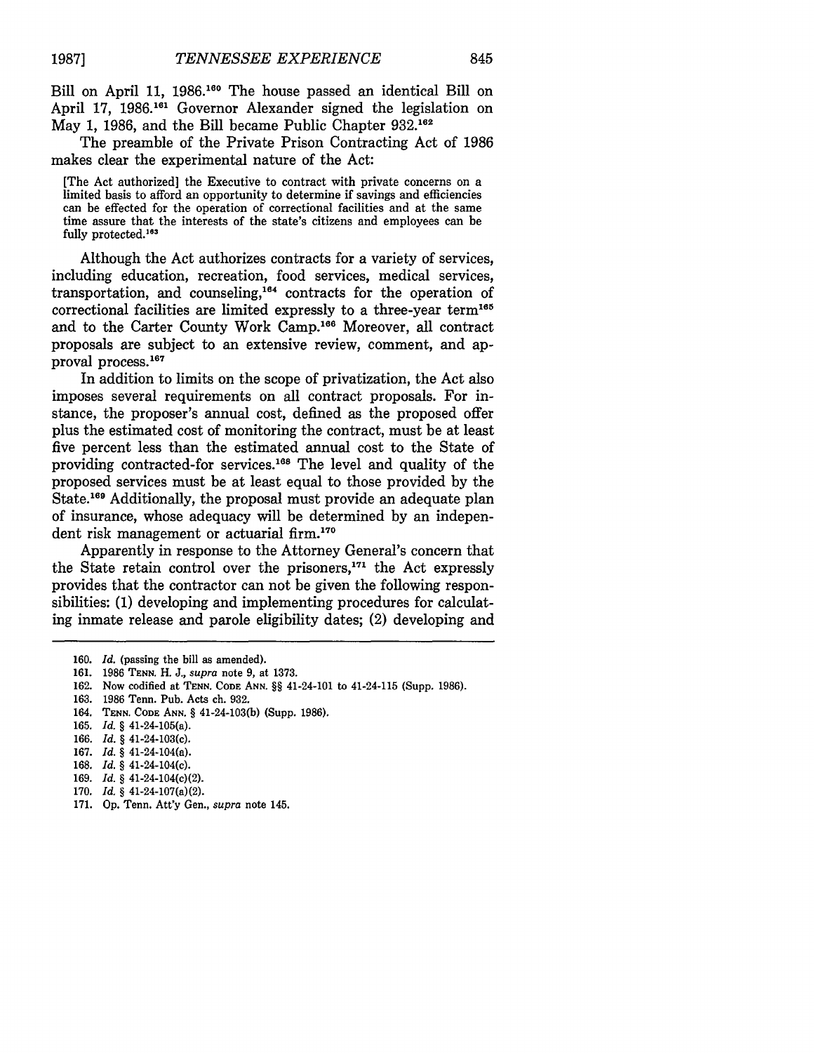Bill on April 11, 1986.[160] The house passed an identical Bill on April 17, 1986.[161] Governor Alexander signed the legislation on May 1, 1986, and the Bill became Public Chapter 932.[162]

The preamble of the Private Prison Contracting Act of 1986 makes clear the experimental nature of the Act:

> [The Act authorized] the Executive to contract with private concerns on a limited basis to afford an opportunity to determine if savings and efficiencies can be effected for the operation of correctional facilities and at the same time assure that the interests of the state's citizens and employees can be fully protected.[163]

Although the Act authorizes contracts for a variety of services, including education, recreation, food services, medical services, transportation, and counseling,[164] contracts for the operation of correctional facilities are limited expressly to a three-year term[165] and to the Carter County Work Camp.[166] Moreover, all contract proposals are subject to an extensive review, comment, and approval process.[167]

In addition to limits on the scope of privatization, the Act also imposes several requirements on all contract proposals. For instance, the proposer's annual cost, defined as the proposed offer plus the estimated cost of monitoring the contract, must be at least five percent less than the estimated annual cost to the State of providing contracted-for services.[168] The level and quality of the proposed services must be at least equal to those provided by the State.[169] Additionally, the proposal must provide an adequate plan of insurance, whose adequacy will be determined by an independent risk management or actuarial firm.[170]

Apparently in response to the Attorney General's concern that the State retain control over the prisoners,[171] the Act expressly provides that the contractor can not be given the following responsibilities: (1) developing and implementing procedures for calculating inmate release and parole eligibility dates; (2) developing and

---

160. *Id.* (passing the bill as amended).
161. 1986 TENN. H. J., *supra* note 9, at 1373.
162. Now codified at TENN. CODE ANN. §§ 41-24-101 to 41-24-115 (Supp. 1986).
163. 1986 Tenn. Pub. Acts ch. 932.
164. TENN. CODE ANN. § 41-24-103(b) (Supp. 1986).
165. *Id.* § 41-24-105(a).
166. *Id.* § 41-24-103(c).
167. *Id.* § 41-24-104(a).
168. *Id.* § 41-24-104(c).
169. *Id.* § 41-24-104(c)(2).
170. *Id.* § 41-24-107(a)(2).
171. Op. Tenn. Att'y Gen., *supra* note 145.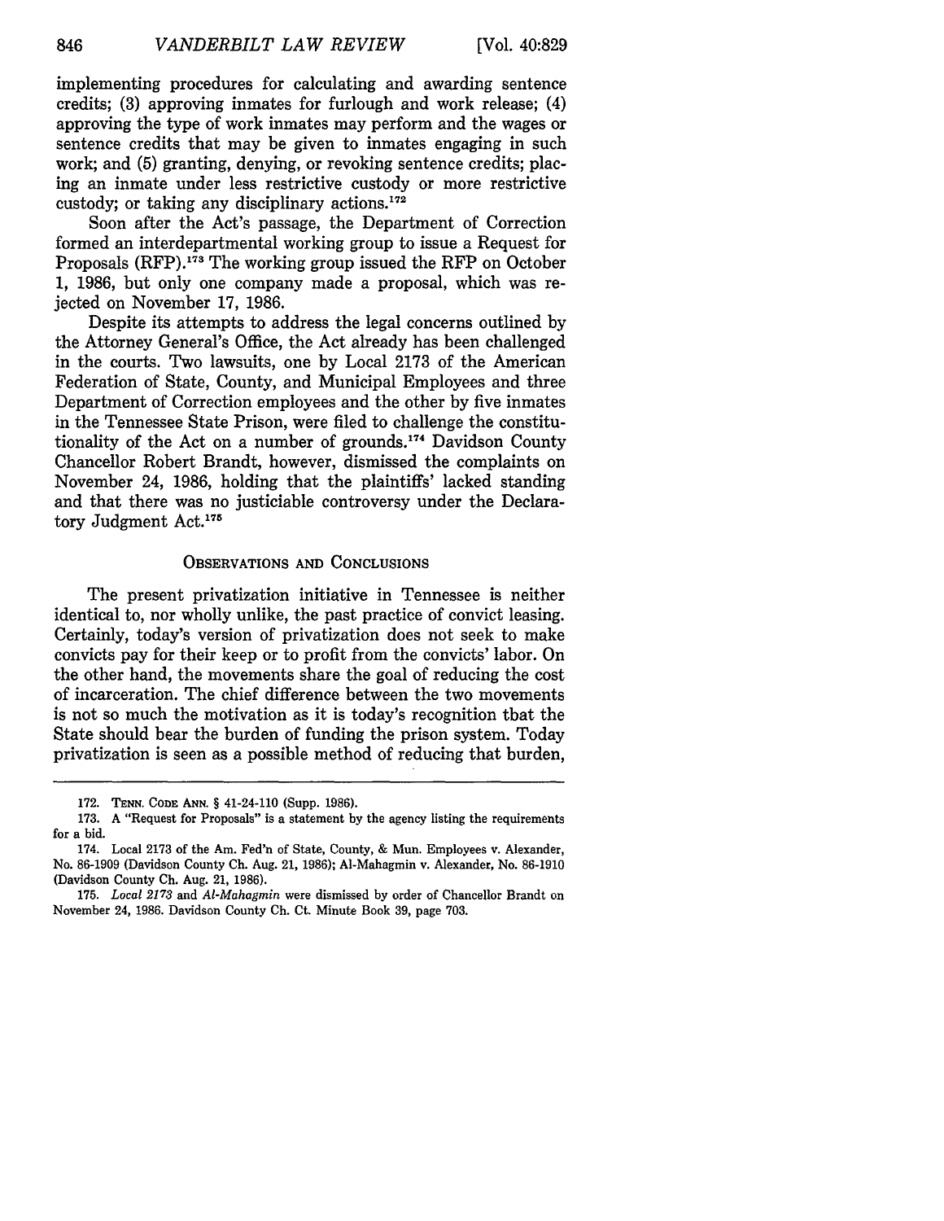implementing procedures for calculating and awarding sentence credits; (3) approving inmates for furlough and work release; (4) approving the type of work inmates may perform and the wages or sentence credits that may be given to inmates engaging in such work; and (5) granting, denying, or revoking sentence credits; placing an inmate under less restrictive custody or more restrictive custody; or taking any disciplinary actions.[172]

Soon after the Act's passage, the Department of Correction formed an interdepartmental working group to issue a Request for Proposals (RFP).[173] The working group issued the RFP on October 1, 1986, but only one company made a proposal, which was rejected on November 17, 1986.

Despite its attempts to address the legal concerns outlined by the Attorney General's Office, the Act already has been challenged in the courts. Two lawsuits, one by Local 2173 of the American Federation of State, County, and Municipal Employees and three Department of Correction employees and the other by five inmates in the Tennessee State Prison, were filed to challenge the constitutionality of the Act on a number of grounds.[174] Davidson County Chancellor Robert Brandt, however, dismissed the complaints on November 24, 1986, holding that the plaintiffs' lacked standing and that there was no justiciable controversy under the Declaratory Judgment Act.[175]

## Observations and Conclusions

The present privatization initiative in Tennessee is neither identical to, nor wholly unlike, the past practice of convict leasing. Certainly, today's version of privatization does not seek to make convicts pay for their keep or to profit from the convicts' labor. On the other hand, the movements share the goal of reducing the cost of incarceration. The chief difference between the two movements is not so much the motivation as it is today's recognition tbat the State should bear the burden of funding the prison system. Today privatization is seen as a possible method of reducing that burden,

---

172. Tenn. Code Ann. § 41-24-110 (Supp. 1986).

173. A "Request for Proposals" is a statement by the agency listing the requirements for a bid.

174. Local 2173 of the Am. Fed'n of State, County, & Mun. Employees v. Alexander, No. 86-1909 (Davidson County Ch. Aug. 21, 1986); Al-Mahagmin v. Alexander, No. 86-1910 (Davidson County Ch. Aug. 21, 1986).

175. *Local 2173* and *Al-Mahagmin* were dismissed by order of Chancellor Brandt on November 24, 1986. Davidson County Ch. Ct. Minute Book 39, page 703.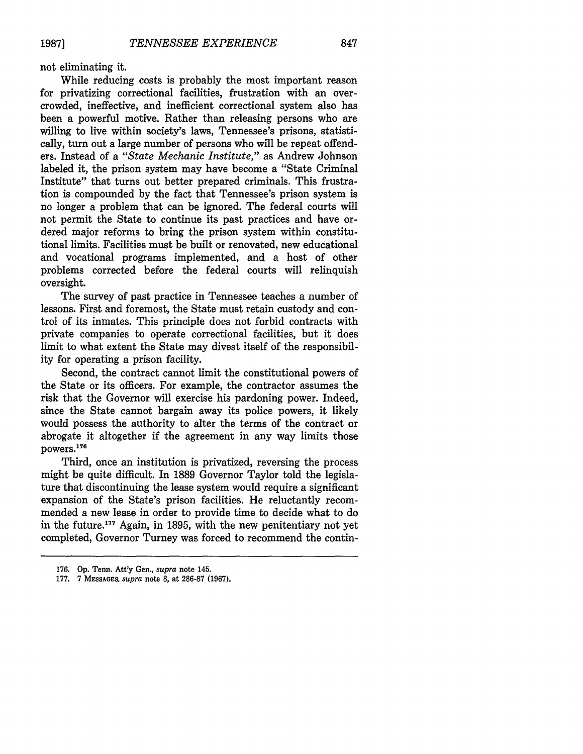not eliminating it.

While reducing costs is probably the most important reason for privatizing correctional facilities, frustration with an overcrowded, ineffective, and inefficient correctional system also has been a powerful motive. Rather than releasing persons who are willing to live within society's laws, Tennessee's prisons, statistically, turn out a large number of persons who will be repeat offenders. Instead of a *"State Mechanic Institute,"* as Andrew Johnson labeled it, the prison system may have become a "State Criminal Institute" that turns out better prepared criminals. This frustration is compounded by the fact that Tennessee's prison system is no longer a problem that can be ignored. The federal courts will not permit the State to continue its past practices and have ordered major reforms to bring the prison system within constitutional limits. Facilities must be built or renovated, new educational and vocational programs implemented, and a host of other problems corrected before the federal courts will relinquish oversight.

The survey of past practice in Tennessee teaches a number of lessons. First and foremost, the State must retain custody and control of its inmates. This principle does not forbid contracts with private companies to operate correctional facilities, but it does limit to what extent the State may divest itself of the responsibility for operating a prison facility.

Second, the contract cannot limit the constitutional powers of the State or its officers. For example, the contractor assumes the risk that the Governor will exercise his pardoning power. Indeed, since the State cannot bargain away its police powers, it likely would possess the authority to alter the terms of the contract or abrogate it altogether if the agreement in any way limits those powers.[176]

Third, once an institution is privatized, reversing the process might be quite difficult. In 1889 Governor Taylor told the legislature that discontinuing the lease system would require a significant expansion of the State's prison facilities. He reluctantly recommended a new lease in order to provide time to decide what to do in the future.[177] Again, in 1895, with the new penitentiary not yet completed, Governor Turney was forced to recommend the contin-

---

176. Op. Tenn. Att'y Gen., *supra* note 145.

177. 7 MESSAGES, *supra* note 8, at 286-87 (1967).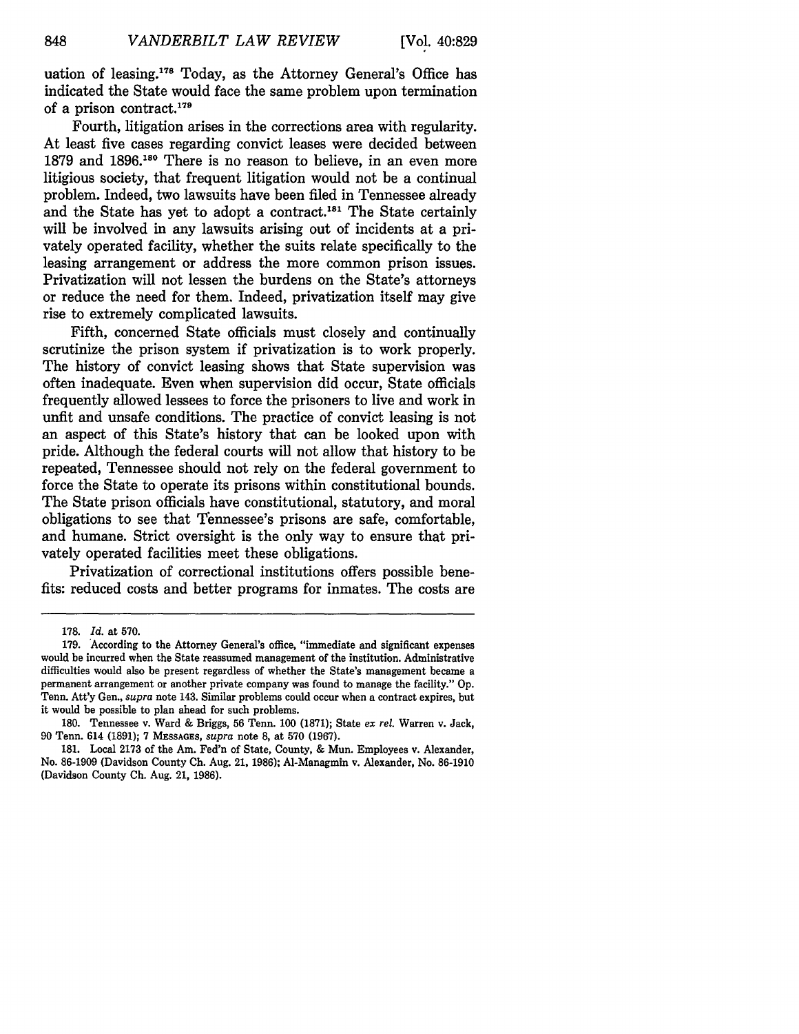uation of leasing.[178] Today, as the Attorney General's Office has indicated the State would face the same problem upon termination of a prison contract.[179]

Fourth, litigation arises in the corrections area with regularity. At least five cases regarding convict leases were decided between 1879 and 1896.[180] There is no reason to believe, in an even more litigious society, that frequent litigation would not be a continual problem. Indeed, two lawsuits have been filed in Tennessee already and the State has yet to adopt a contract.[181] The State certainly will be involved in any lawsuits arising out of incidents at a privately operated facility, whether the suits relate specifically to the leasing arrangement or address the more common prison issues. Privatization will not lessen the burdens on the State's attorneys or reduce the need for them. Indeed, privatization itself may give rise to extremely complicated lawsuits.

Fifth, concerned State officials must closely and continually scrutinize the prison system if privatization is to work properly. The history of convict leasing shows that State supervision was often inadequate. Even when supervision did occur, State officials frequently allowed lessees to force the prisoners to live and work in unfit and unsafe conditions. The practice of convict leasing is not an aspect of this State's history that can be looked upon with pride. Although the federal courts will not allow that history to be repeated, Tennessee should not rely on the federal government to force the State to operate its prisons within constitutional bounds. The State prison officials have constitutional, statutory, and moral obligations to see that Tennessee's prisons are safe, comfortable, and humane. Strict oversight is the only way to ensure that privately operated facilities meet these obligations.

Privatization of correctional institutions offers possible benefits: reduced costs and better programs for inmates. The costs are

---

178. *Id.* at 570.

179. According to the Attorney General's office, "immediate and significant expenses would be incurred when the State reassumed management of the institution. Administrative difficulties would also be present regardless of whether the State's management became a permanent arrangement or another private company was found to manage the facility." Op. Tenn. Att'y Gen., *supra* note 143. Similar problems could occur when a contract expires, but it would be possible to plan ahead for such problems.

180. Tennessee v. Ward & Briggs, 56 Tenn. 100 (1871); State *ex rel.* Warren v. Jack, 90 Tenn. 614 (1891); 7 MESSAGES, *supra* note 8, at 570 (1967).

181. Local 2173 of the Am. Fed'n of State, County, & Mun. Employees v. Alexander, No. 86-1909 (Davidson County Ch. Aug. 21, 1986); Al-Managmin v. Alexander, No. 86-1910 (Davidson County Ch. Aug. 21, 1986).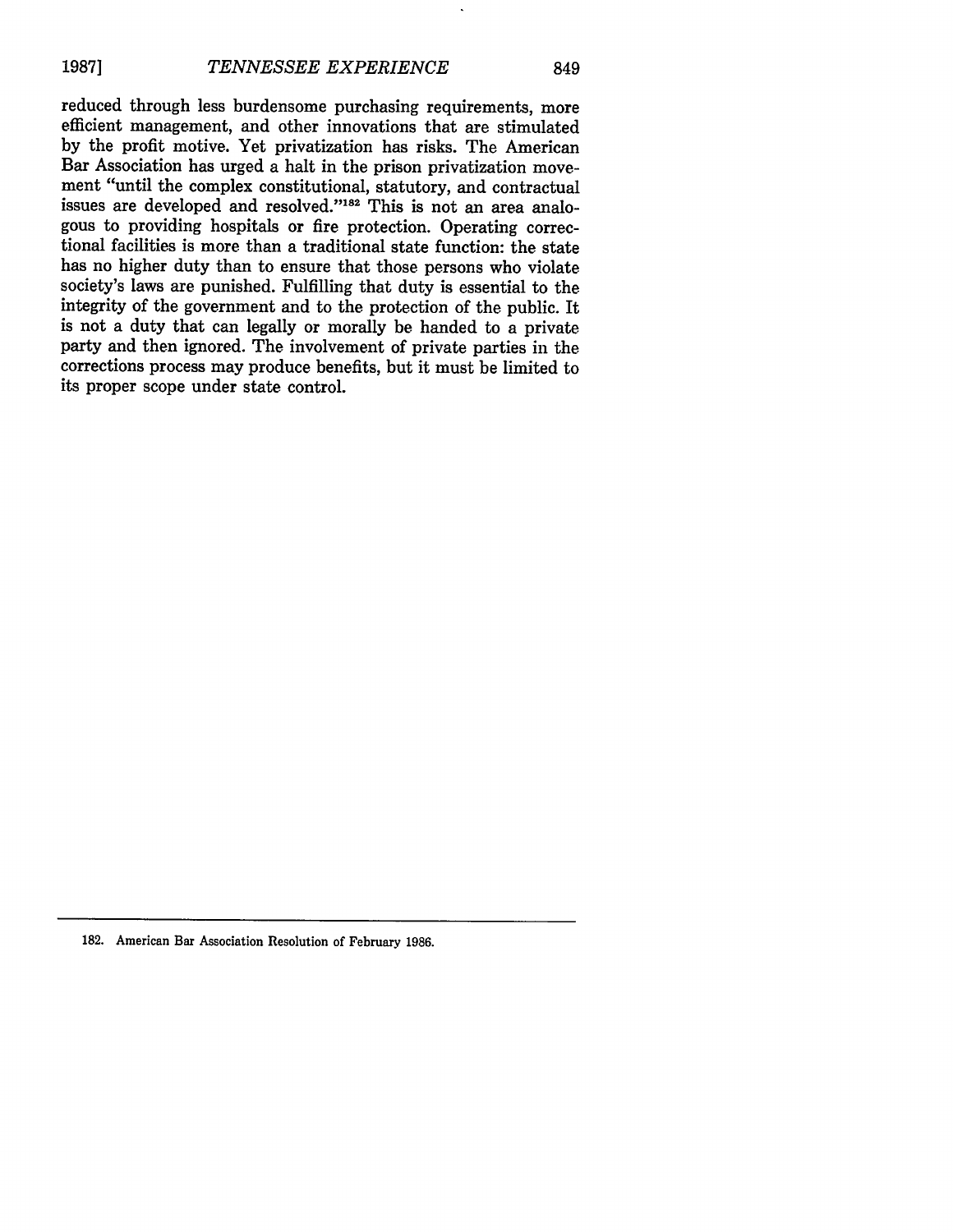reduced through less burdensome purchasing requirements, more efficient management, and other innovations that are stimulated by the profit motive. Yet privatization has risks. The American Bar Association has urged a halt in the prison privatization movement "until the complex constitutional, statutory, and contractual issues are developed and resolved."[182] This is not an area analogous to providing hospitals or fire protection. Operating correctional facilities is more than a traditional state function: the state has no higher duty than to ensure that those persons who violate society's laws are punished. Fulfilling that duty is essential to the integrity of the government and to the protection of the public. It is not a duty that can legally or morally be handed to a private party and then ignored. The involvement of private parties in the corrections process may produce benefits, but it must be limited to its proper scope under state control.

---

182. American Bar Association Resolution of February 1986.